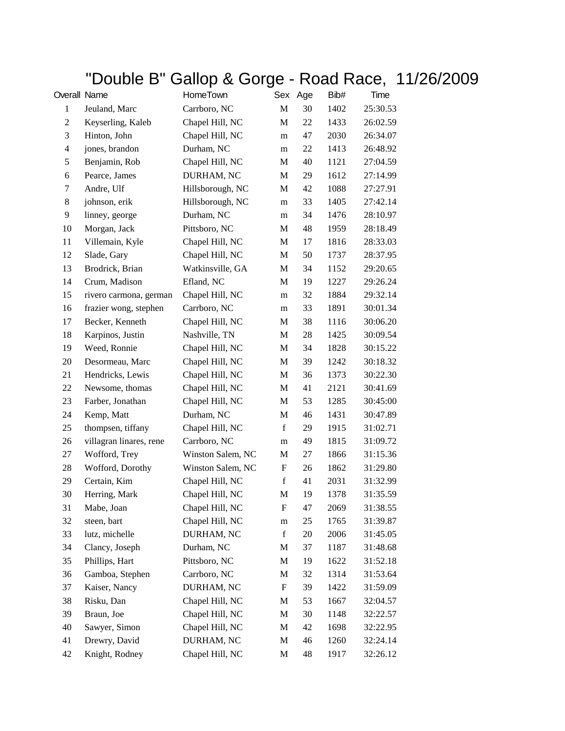# "Double B" Gallop & Gorge - Road Race, 11/26/2009

| Overall | Name | HomeTown | Sex | Age | Bib# | Time |
|---|---|---|---|---|---|---|
| 1 | Jeuland, Marc | Carrboro, NC | M | 30 | 1402 | 25:30.53 |
| 2 | Keyserling, Kaleb | Chapel Hill, NC | M | 22 | 1433 | 26:02.59 |
| 3 | Hinton, John | Chapel Hill, NC | m | 47 | 2030 | 26:34.07 |
| 4 | jones, brandon | Durham, NC | m | 22 | 1413 | 26:48.92 |
| 5 | Benjamin, Rob | Chapel Hill, NC | M | 40 | 1121 | 27:04.59 |
| 6 | Pearce, James | DURHAM, NC | M | 29 | 1612 | 27:14.99 |
| 7 | Andre, Ulf | Hillsborough, NC | M | 42 | 1088 | 27:27.91 |
| 8 | johnson, erik | Hillsborough, NC | m | 33 | 1405 | 27:42.14 |
| 9 | linney, george | Durham, NC | m | 34 | 1476 | 28:10.97 |
| 10 | Morgan, Jack | Pittsboro, NC | M | 48 | 1959 | 28:18.49 |
| 11 | Villemain, Kyle | Chapel Hill, NC | M | 17 | 1816 | 28:33.03 |
| 12 | Slade, Gary | Chapel Hill, NC | M | 50 | 1737 | 28:37.95 |
| 13 | Brodrick, Brian | Watkinsville, GA | M | 34 | 1152 | 29:20.65 |
| 14 | Crum, Madison | Efland, NC | M | 19 | 1227 | 29:26.24 |
| 15 | rivero carmona, german | Chapel Hill, NC | m | 32 | 1884 | 29:32.14 |
| 16 | frazier wong, stephen | Carrboro, NC | m | 33 | 1891 | 30:01.34 |
| 17 | Becker, Kenneth | Chapel Hill, NC | M | 38 | 1116 | 30:06.20 |
| 18 | Karpinos, Justin | Nashville, TN | M | 28 | 1425 | 30:09.54 |
| 19 | Weed, Ronnie | Chapel Hill, NC | M | 34 | 1828 | 30:15.22 |
| 20 | Desormeau, Marc | Chapel Hill, NC | M | 39 | 1242 | 30:18.32 |
| 21 | Hendricks, Lewis | Chapel Hill, NC | M | 36 | 1373 | 30:22.30 |
| 22 | Newsome, thomas | Chapel Hill, NC | M | 41 | 2121 | 30:41.69 |
| 23 | Farber, Jonathan | Chapel Hill, NC | M | 53 | 1285 | 30:45:00 |
| 24 | Kemp, Matt | Durham, NC | M | 46 | 1431 | 30:47.89 |
| 25 | thompsen, tiffany | Chapel Hill, NC | f | 29 | 1915 | 31:02.71 |
| 26 | villagran linares, rene | Carrboro, NC | m | 49 | 1815 | 31:09.72 |
| 27 | Wofford, Trey | Winston Salem, NC | M | 27 | 1866 | 31:15.36 |
| 28 | Wofford, Dorothy | Winston Salem, NC | F | 26 | 1862 | 31:29.80 |
| 29 | Certain, Kim | Chapel Hill, NC | f | 41 | 2031 | 31:32.99 |
| 30 | Herring, Mark | Chapel Hill, NC | M | 19 | 1378 | 31:35.59 |
| 31 | Mabe, Joan | Chapel Hill, NC | F | 47 | 2069 | 31:38.55 |
| 32 | steen, bart | Chapel Hill, NC | m | 25 | 1765 | 31:39.87 |
| 33 | lutz, michelle | DURHAM, NC | f | 20 | 2006 | 31:45.05 |
| 34 | Clancy, Joseph | Durham, NC | M | 37 | 1187 | 31:48.68 |
| 35 | Phillips, Hart | Pittsboro, NC | M | 19 | 1622 | 31:52.18 |
| 36 | Gamboa, Stephen | Carrboro, NC | M | 32 | 1314 | 31:53.64 |
| 37 | Kaiser, Nancy | DURHAM, NC | F | 39 | 1422 | 31:59.09 |
| 38 | Risku, Dan | Chapel Hill, NC | M | 53 | 1667 | 32:04.57 |
| 39 | Braun, Joe | Chapel Hill, NC | M | 30 | 1148 | 32:22.57 |
| 40 | Sawyer, Simon | Chapel Hill, NC | M | 42 | 1698 | 32:22.95 |
| 41 | Drewry, David | DURHAM, NC | M | 46 | 1260 | 32:24.14 |
| 42 | Knight, Rodney | Chapel Hill, NC | M | 48 | 1917 | 32:26.12 |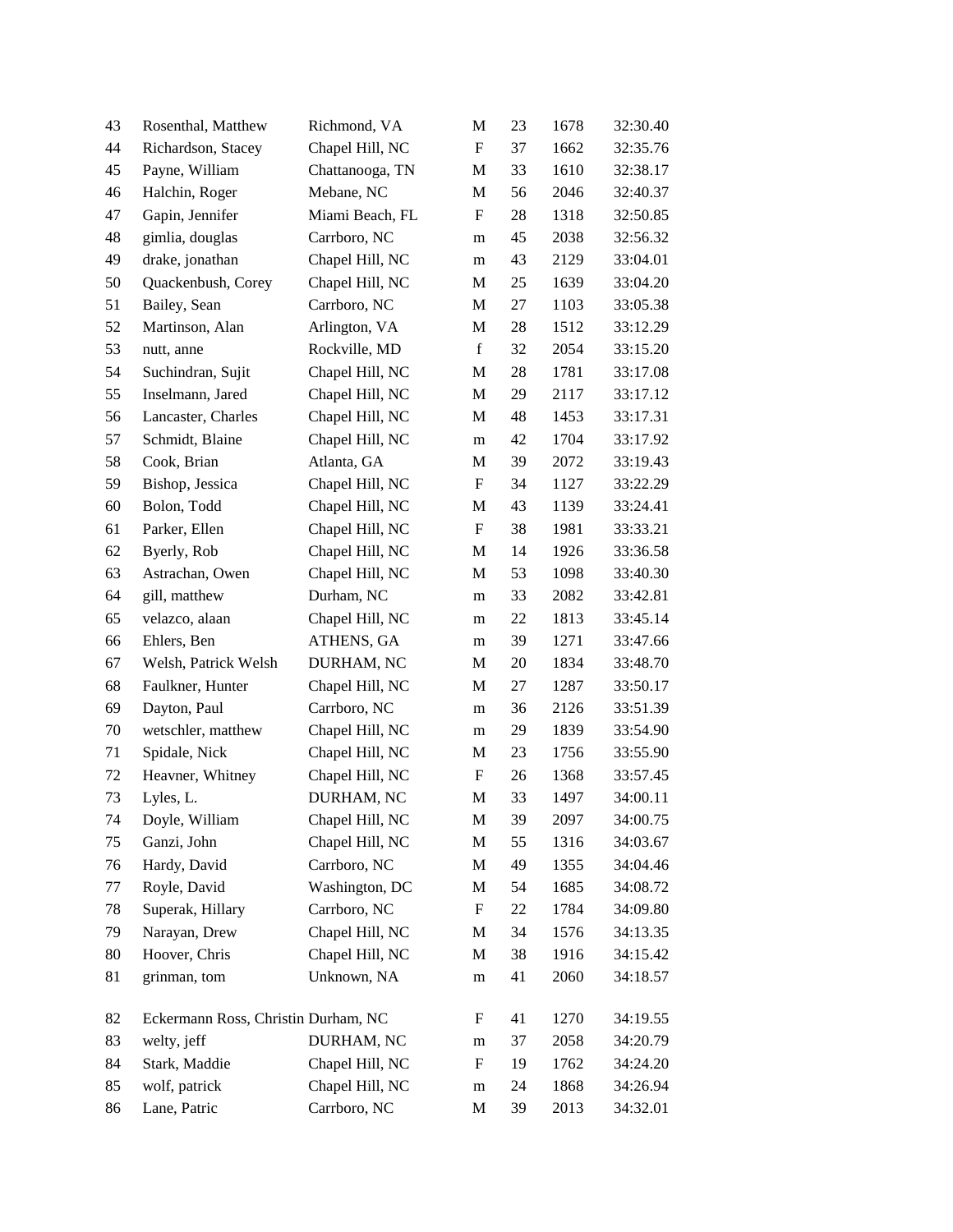| | | | | | | |
|---|---|---|---|---|---|---|
| 43 | Rosenthal, Matthew | Richmond, VA | M | 23 | 1678 | 32:30.40 |
| 44 | Richardson, Stacey | Chapel Hill, NC | F | 37 | 1662 | 32:35.76 |
| 45 | Payne, William | Chattanooga, TN | M | 33 | 1610 | 32:38.17 |
| 46 | Halchin, Roger | Mebane, NC | M | 56 | 2046 | 32:40.37 |
| 47 | Gapin, Jennifer | Miami Beach, FL | F | 28 | 1318 | 32:50.85 |
| 48 | gimlia, douglas | Carrboro, NC | m | 45 | 2038 | 32:56.32 |
| 49 | drake, jonathan | Chapel Hill, NC | m | 43 | 2129 | 33:04.01 |
| 50 | Quackenbush, Corey | Chapel Hill, NC | M | 25 | 1639 | 33:04.20 |
| 51 | Bailey, Sean | Carrboro, NC | M | 27 | 1103 | 33:05.38 |
| 52 | Martinson, Alan | Arlington, VA | M | 28 | 1512 | 33:12.29 |
| 53 | nutt, anne | Rockville, MD | f | 32 | 2054 | 33:15.20 |
| 54 | Suchindran, Sujit | Chapel Hill, NC | M | 28 | 1781 | 33:17.08 |
| 55 | Inselmann, Jared | Chapel Hill, NC | M | 29 | 2117 | 33:17.12 |
| 56 | Lancaster, Charles | Chapel Hill, NC | M | 48 | 1453 | 33:17.31 |
| 57 | Schmidt, Blaine | Chapel Hill, NC | m | 42 | 1704 | 33:17.92 |
| 58 | Cook, Brian | Atlanta, GA | M | 39 | 2072 | 33:19.43 |
| 59 | Bishop, Jessica | Chapel Hill, NC | F | 34 | 1127 | 33:22.29 |
| 60 | Bolon, Todd | Chapel Hill, NC | M | 43 | 1139 | 33:24.41 |
| 61 | Parker, Ellen | Chapel Hill, NC | F | 38 | 1981 | 33:33.21 |
| 62 | Byerly, Rob | Chapel Hill, NC | M | 14 | 1926 | 33:36.58 |
| 63 | Astrachan, Owen | Chapel Hill, NC | M | 53 | 1098 | 33:40.30 |
| 64 | gill, matthew | Durham, NC | m | 33 | 2082 | 33:42.81 |
| 65 | velazco, alaan | Chapel Hill, NC | m | 22 | 1813 | 33:45.14 |
| 66 | Ehlers, Ben | ATHENS, GA | m | 39 | 1271 | 33:47.66 |
| 67 | Welsh, Patrick Welsh | DURHAM, NC | M | 20 | 1834 | 33:48.70 |
| 68 | Faulkner, Hunter | Chapel Hill, NC | M | 27 | 1287 | 33:50.17 |
| 69 | Dayton, Paul | Carrboro, NC | m | 36 | 2126 | 33:51.39 |
| 70 | wetschler, matthew | Chapel Hill, NC | m | 29 | 1839 | 33:54.90 |
| 71 | Spidale, Nick | Chapel Hill, NC | M | 23 | 1756 | 33:55.90 |
| 72 | Heavner, Whitney | Chapel Hill, NC | F | 26 | 1368 | 33:57.45 |
| 73 | Lyles, L. | DURHAM, NC | M | 33 | 1497 | 34:00.11 |
| 74 | Doyle, William | Chapel Hill, NC | M | 39 | 2097 | 34:00.75 |
| 75 | Ganzi, John | Chapel Hill, NC | M | 55 | 1316 | 34:03.67 |
| 76 | Hardy, David | Carrboro, NC | M | 49 | 1355 | 34:04.46 |
| 77 | Royle, David | Washington, DC | M | 54 | 1685 | 34:08.72 |
| 78 | Superak, Hillary | Carrboro, NC | F | 22 | 1784 | 34:09.80 |
| 79 | Narayan, Drew | Chapel Hill, NC | M | 34 | 1576 | 34:13.35 |
| 80 | Hoover, Chris | Chapel Hill, NC | M | 38 | 1916 | 34:15.42 |
| 81 | grinman, tom | Unknown, NA | m | 41 | 2060 | 34:18.57 |
| 82 | Eckermann Ross, Christin | Durham, NC | F | 41 | 1270 | 34:19.55 |
| 83 | welty, jeff | DURHAM, NC | m | 37 | 2058 | 34:20.79 |
| 84 | Stark, Maddie | Chapel Hill, NC | F | 19 | 1762 | 34:24.20 |
| 85 | wolf, patrick | Chapel Hill, NC | m | 24 | 1868 | 34:26.94 |
| 86 | Lane, Patric | Carrboro, NC | M | 39 | 2013 | 34:32.01 |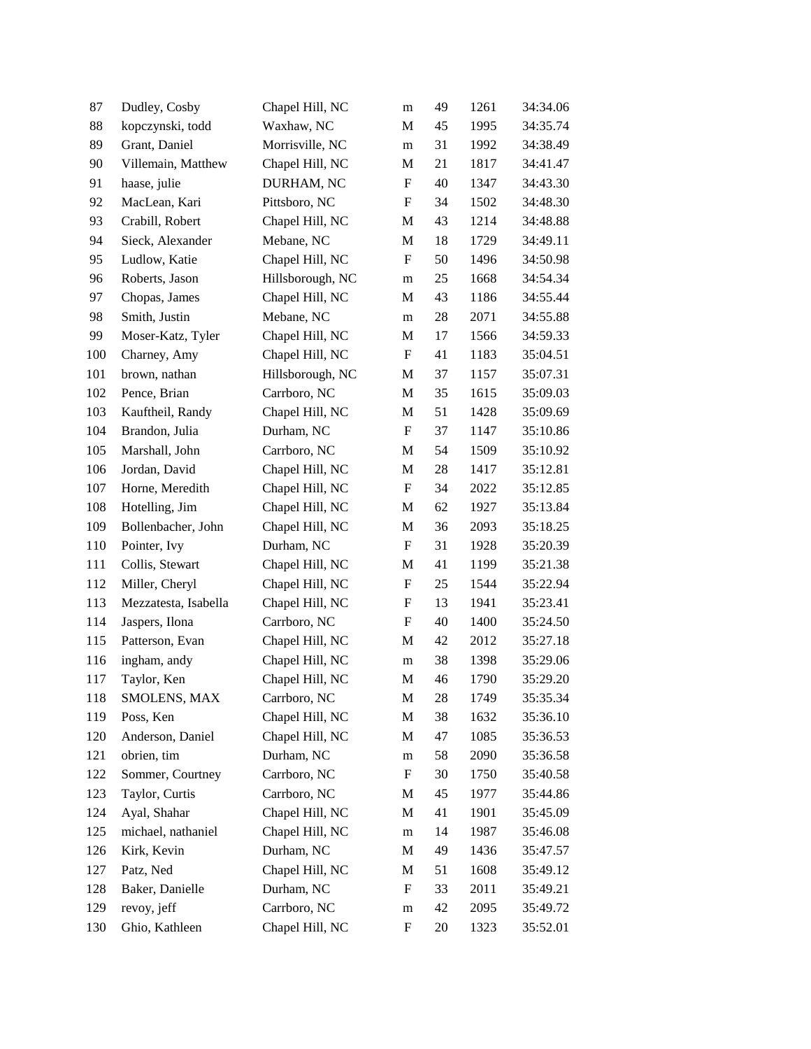| | | | | | | |
|---|---|---|---|---|---|---|
| 87 | Dudley, Cosby | Chapel Hill, NC | m | 49 | 1261 | 34:34.06 |
| 88 | kopczynski, todd | Waxhaw, NC | M | 45 | 1995 | 34:35.74 |
| 89 | Grant, Daniel | Morrisville, NC | m | 31 | 1992 | 34:38.49 |
| 90 | Villemain, Matthew | Chapel Hill, NC | M | 21 | 1817 | 34:41.47 |
| 91 | haase, julie | DURHAM, NC | F | 40 | 1347 | 34:43.30 |
| 92 | MacLean, Kari | Pittsboro, NC | F | 34 | 1502 | 34:48.30 |
| 93 | Crabill, Robert | Chapel Hill, NC | M | 43 | 1214 | 34:48.88 |
| 94 | Sieck, Alexander | Mebane, NC | M | 18 | 1729 | 34:49.11 |
| 95 | Ludlow, Katie | Chapel Hill, NC | F | 50 | 1496 | 34:50.98 |
| 96 | Roberts, Jason | Hillsborough, NC | m | 25 | 1668 | 34:54.34 |
| 97 | Chopas, James | Chapel Hill, NC | M | 43 | 1186 | 34:55.44 |
| 98 | Smith, Justin | Mebane, NC | m | 28 | 2071 | 34:55.88 |
| 99 | Moser-Katz, Tyler | Chapel Hill, NC | M | 17 | 1566 | 34:59.33 |
| 100 | Charney, Amy | Chapel Hill, NC | F | 41 | 1183 | 35:04.51 |
| 101 | brown, nathan | Hillsborough, NC | M | 37 | 1157 | 35:07.31 |
| 102 | Pence, Brian | Carrboro, NC | M | 35 | 1615 | 35:09.03 |
| 103 | Kauftheil, Randy | Chapel Hill, NC | M | 51 | 1428 | 35:09.69 |
| 104 | Brandon, Julia | Durham, NC | F | 37 | 1147 | 35:10.86 |
| 105 | Marshall, John | Carrboro, NC | M | 54 | 1509 | 35:10.92 |
| 106 | Jordan, David | Chapel Hill, NC | M | 28 | 1417 | 35:12.81 |
| 107 | Horne, Meredith | Chapel Hill, NC | F | 34 | 2022 | 35:12.85 |
| 108 | Hotelling, Jim | Chapel Hill, NC | M | 62 | 1927 | 35:13.84 |
| 109 | Bollenbacher, John | Chapel Hill, NC | M | 36 | 2093 | 35:18.25 |
| 110 | Pointer, Ivy | Durham, NC | F | 31 | 1928 | 35:20.39 |
| 111 | Collis, Stewart | Chapel Hill, NC | M | 41 | 1199 | 35:21.38 |
| 112 | Miller, Cheryl | Chapel Hill, NC | F | 25 | 1544 | 35:22.94 |
| 113 | Mezzatesta, Isabella | Chapel Hill, NC | F | 13 | 1941 | 35:23.41 |
| 114 | Jaspers, Ilona | Carrboro, NC | F | 40 | 1400 | 35:24.50 |
| 115 | Patterson, Evan | Chapel Hill, NC | M | 42 | 2012 | 35:27.18 |
| 116 | ingham, andy | Chapel Hill, NC | m | 38 | 1398 | 35:29.06 |
| 117 | Taylor, Ken | Chapel Hill, NC | M | 46 | 1790 | 35:29.20 |
| 118 | SMOLENS, MAX | Carrboro, NC | M | 28 | 1749 | 35:35.34 |
| 119 | Poss, Ken | Chapel Hill, NC | M | 38 | 1632 | 35:36.10 |
| 120 | Anderson, Daniel | Chapel Hill, NC | M | 47 | 1085 | 35:36.53 |
| 121 | obrien, tim | Durham, NC | m | 58 | 2090 | 35:36.58 |
| 122 | Sommer, Courtney | Carrboro, NC | F | 30 | 1750 | 35:40.58 |
| 123 | Taylor, Curtis | Carrboro, NC | M | 45 | 1977 | 35:44.86 |
| 124 | Ayal, Shahar | Chapel Hill, NC | M | 41 | 1901 | 35:45.09 |
| 125 | michael, nathaniel | Chapel Hill, NC | m | 14 | 1987 | 35:46.08 |
| 126 | Kirk, Kevin | Durham, NC | M | 49 | 1436 | 35:47.57 |
| 127 | Patz, Ned | Chapel Hill, NC | M | 51 | 1608 | 35:49.12 |
| 128 | Baker, Danielle | Durham, NC | F | 33 | 2011 | 35:49.21 |
| 129 | revoy, jeff | Carrboro, NC | m | 42 | 2095 | 35:49.72 |
| 130 | Ghio, Kathleen | Chapel Hill, NC | F | 20 | 1323 | 35:52.01 |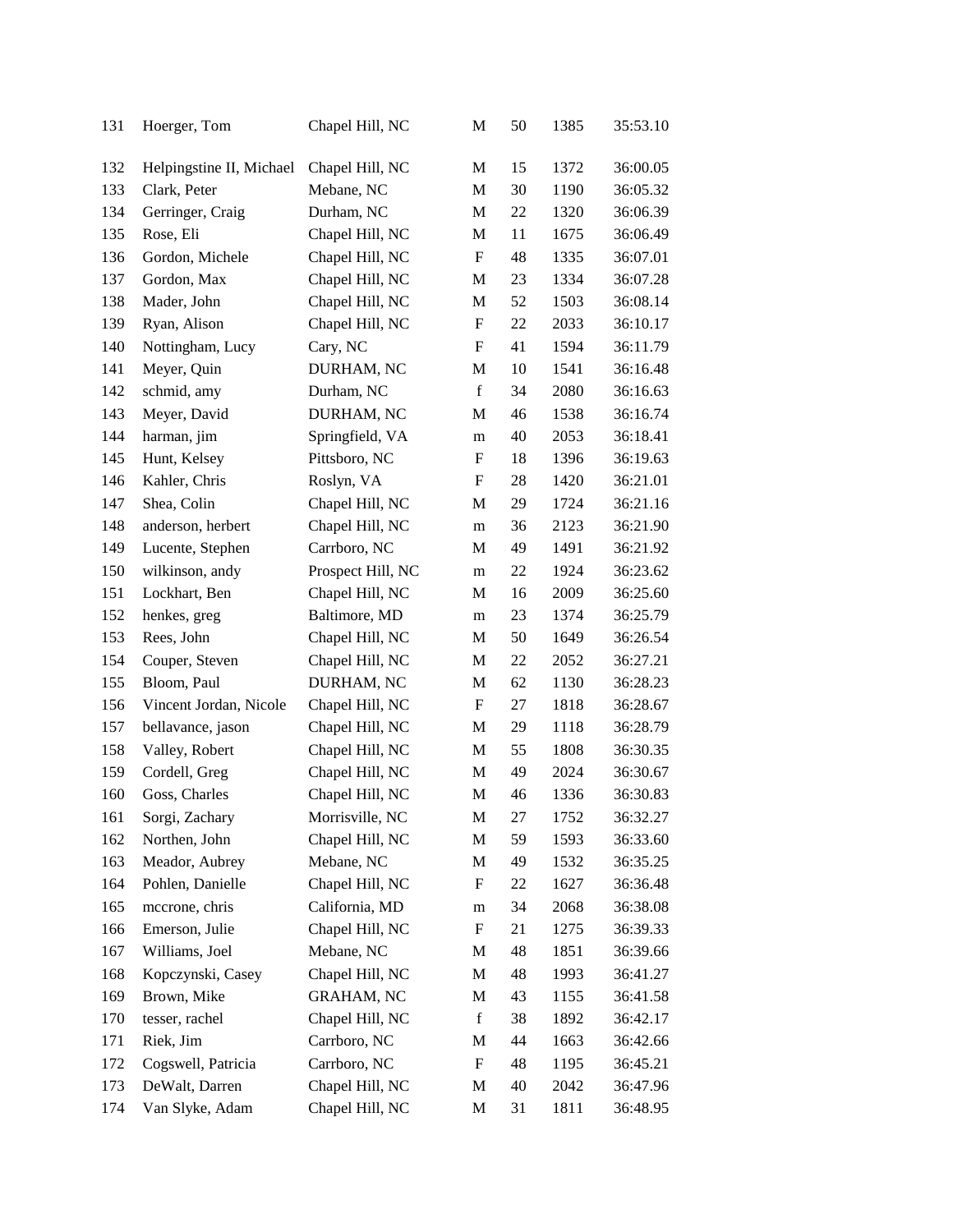| | | | | | | |
|---|---|---|---|---|---|---|
| 131 | Hoerger, Tom | Chapel Hill, NC | M | 50 | 1385 | 35:53.10 |
| 132 | Helpingstine II, Michael | Chapel Hill, NC | M | 15 | 1372 | 36:00.05 |
| 133 | Clark, Peter | Mebane, NC | M | 30 | 1190 | 36:05.32 |
| 134 | Gerringer, Craig | Durham, NC | M | 22 | 1320 | 36:06.39 |
| 135 | Rose, Eli | Chapel Hill, NC | M | 11 | 1675 | 36:06.49 |
| 136 | Gordon, Michele | Chapel Hill, NC | F | 48 | 1335 | 36:07.01 |
| 137 | Gordon, Max | Chapel Hill, NC | M | 23 | 1334 | 36:07.28 |
| 138 | Mader, John | Chapel Hill, NC | M | 52 | 1503 | 36:08.14 |
| 139 | Ryan, Alison | Chapel Hill, NC | F | 22 | 2033 | 36:10.17 |
| 140 | Nottingham, Lucy | Cary, NC | F | 41 | 1594 | 36:11.79 |
| 141 | Meyer, Quin | DURHAM, NC | M | 10 | 1541 | 36:16.48 |
| 142 | schmid, amy | Durham, NC | f | 34 | 2080 | 36:16.63 |
| 143 | Meyer, David | DURHAM, NC | M | 46 | 1538 | 36:16.74 |
| 144 | harman, jim | Springfield, VA | m | 40 | 2053 | 36:18.41 |
| 145 | Hunt, Kelsey | Pittsboro, NC | F | 18 | 1396 | 36:19.63 |
| 146 | Kahler, Chris | Roslyn, VA | F | 28 | 1420 | 36:21.01 |
| 147 | Shea, Colin | Chapel Hill, NC | M | 29 | 1724 | 36:21.16 |
| 148 | anderson, herbert | Chapel Hill, NC | m | 36 | 2123 | 36:21.90 |
| 149 | Lucente, Stephen | Carrboro, NC | M | 49 | 1491 | 36:21.92 |
| 150 | wilkinson, andy | Prospect Hill, NC | m | 22 | 1924 | 36:23.62 |
| 151 | Lockhart, Ben | Chapel Hill, NC | M | 16 | 2009 | 36:25.60 |
| 152 | henkes, greg | Baltimore, MD | m | 23 | 1374 | 36:25.79 |
| 153 | Rees, John | Chapel Hill, NC | M | 50 | 1649 | 36:26.54 |
| 154 | Couper, Steven | Chapel Hill, NC | M | 22 | 2052 | 36:27.21 |
| 155 | Bloom, Paul | DURHAM, NC | M | 62 | 1130 | 36:28.23 |
| 156 | Vincent Jordan, Nicole | Chapel Hill, NC | F | 27 | 1818 | 36:28.67 |
| 157 | bellavance, jason | Chapel Hill, NC | M | 29 | 1118 | 36:28.79 |
| 158 | Valley, Robert | Chapel Hill, NC | M | 55 | 1808 | 36:30.35 |
| 159 | Cordell, Greg | Chapel Hill, NC | M | 49 | 2024 | 36:30.67 |
| 160 | Goss, Charles | Chapel Hill, NC | M | 46 | 1336 | 36:30.83 |
| 161 | Sorgi, Zachary | Morrisville, NC | M | 27 | 1752 | 36:32.27 |
| 162 | Northen, John | Chapel Hill, NC | M | 59 | 1593 | 36:33.60 |
| 163 | Meador, Aubrey | Mebane, NC | M | 49 | 1532 | 36:35.25 |
| 164 | Pohlen, Danielle | Chapel Hill, NC | F | 22 | 1627 | 36:36.48 |
| 165 | mccrone, chris | California, MD | m | 34 | 2068 | 36:38.08 |
| 166 | Emerson, Julie | Chapel Hill, NC | F | 21 | 1275 | 36:39.33 |
| 167 | Williams, Joel | Mebane, NC | M | 48 | 1851 | 36:39.66 |
| 168 | Kopczynski, Casey | Chapel Hill, NC | M | 48 | 1993 | 36:41.27 |
| 169 | Brown, Mike | GRAHAM, NC | M | 43 | 1155 | 36:41.58 |
| 170 | tesser, rachel | Chapel Hill, NC | f | 38 | 1892 | 36:42.17 |
| 171 | Riek, Jim | Carrboro, NC | M | 44 | 1663 | 36:42.66 |
| 172 | Cogswell, Patricia | Carrboro, NC | F | 48 | 1195 | 36:45.21 |
| 173 | DeWalt, Darren | Chapel Hill, NC | M | 40 | 2042 | 36:47.96 |
| 174 | Van Slyke, Adam | Chapel Hill, NC | M | 31 | 1811 | 36:48.95 |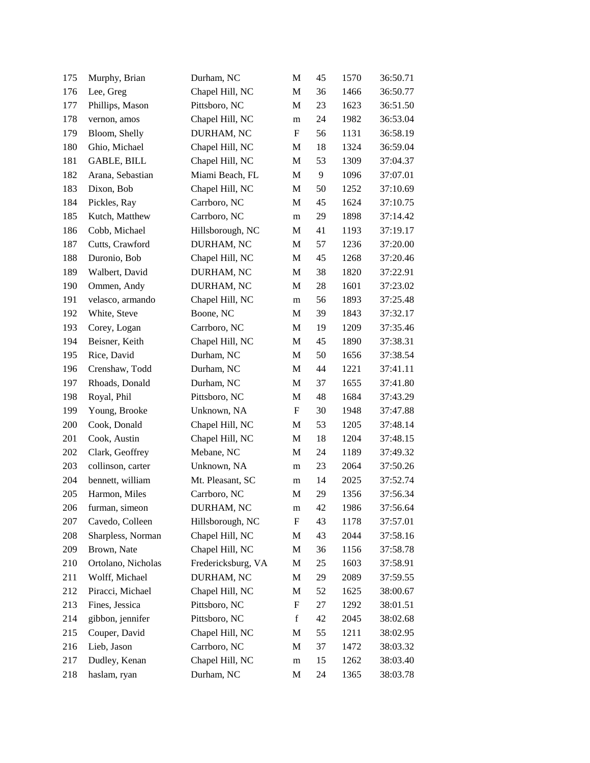| | | | | | | |
|---|---|---|---|---|---|---|
| 175 | Murphy, Brian | Durham, NC | M | 45 | 1570 | 36:50.71 |
| 176 | Lee, Greg | Chapel Hill, NC | M | 36 | 1466 | 36:50.77 |
| 177 | Phillips, Mason | Pittsboro, NC | M | 23 | 1623 | 36:51.50 |
| 178 | vernon, amos | Chapel Hill, NC | m | 24 | 1982 | 36:53.04 |
| 179 | Bloom, Shelly | DURHAM, NC | F | 56 | 1131 | 36:58.19 |
| 180 | Ghio, Michael | Chapel Hill, NC | M | 18 | 1324 | 36:59.04 |
| 181 | GABLE, BILL | Chapel Hill, NC | M | 53 | 1309 | 37:04.37 |
| 182 | Arana, Sebastian | Miami Beach, FL | M | 9 | 1096 | 37:07.01 |
| 183 | Dixon, Bob | Chapel Hill, NC | M | 50 | 1252 | 37:10.69 |
| 184 | Pickles, Ray | Carrboro, NC | M | 45 | 1624 | 37:10.75 |
| 185 | Kutch, Matthew | Carrboro, NC | m | 29 | 1898 | 37:14.42 |
| 186 | Cobb, Michael | Hillsborough, NC | M | 41 | 1193 | 37:19.17 |
| 187 | Cutts, Crawford | DURHAM, NC | M | 57 | 1236 | 37:20.00 |
| 188 | Duronio, Bob | Chapel Hill, NC | M | 45 | 1268 | 37:20.46 |
| 189 | Walbert, David | DURHAM, NC | M | 38 | 1820 | 37:22.91 |
| 190 | Ommen, Andy | DURHAM, NC | M | 28 | 1601 | 37:23.02 |
| 191 | velasco, armando | Chapel Hill, NC | m | 56 | 1893 | 37:25.48 |
| 192 | White, Steve | Boone, NC | M | 39 | 1843 | 37:32.17 |
| 193 | Corey, Logan | Carrboro, NC | M | 19 | 1209 | 37:35.46 |
| 194 | Beisner, Keith | Chapel Hill, NC | M | 45 | 1890 | 37:38.31 |
| 195 | Rice, David | Durham, NC | M | 50 | 1656 | 37:38.54 |
| 196 | Crenshaw, Todd | Durham, NC | M | 44 | 1221 | 37:41.11 |
| 197 | Rhoads, Donald | Durham, NC | M | 37 | 1655 | 37:41.80 |
| 198 | Royal, Phil | Pittsboro, NC | M | 48 | 1684 | 37:43.29 |
| 199 | Young, Brooke | Unknown, NA | F | 30 | 1948 | 37:47.88 |
| 200 | Cook, Donald | Chapel Hill, NC | M | 53 | 1205 | 37:48.14 |
| 201 | Cook, Austin | Chapel Hill, NC | M | 18 | 1204 | 37:48.15 |
| 202 | Clark, Geoffrey | Mebane, NC | M | 24 | 1189 | 37:49.32 |
| 203 | collinson, carter | Unknown, NA | m | 23 | 2064 | 37:50.26 |
| 204 | bennett, william | Mt. Pleasant, SC | m | 14 | 2025 | 37:52.74 |
| 205 | Harmon, Miles | Carrboro, NC | M | 29 | 1356 | 37:56.34 |
| 206 | furman, simeon | DURHAM, NC | m | 42 | 1986 | 37:56.64 |
| 207 | Cavedo, Colleen | Hillsborough, NC | F | 43 | 1178 | 37:57.01 |
| 208 | Sharpless, Norman | Chapel Hill, NC | M | 43 | 2044 | 37:58.16 |
| 209 | Brown, Nate | Chapel Hill, NC | M | 36 | 1156 | 37:58.78 |
| 210 | Ortolano, Nicholas | Fredericksburg, VA | M | 25 | 1603 | 37:58.91 |
| 211 | Wolff, Michael | DURHAM, NC | M | 29 | 2089 | 37:59.55 |
| 212 | Piracci, Michael | Chapel Hill, NC | M | 52 | 1625 | 38:00.67 |
| 213 | Fines, Jessica | Pittsboro, NC | F | 27 | 1292 | 38:01.51 |
| 214 | gibbon, jennifer | Pittsboro, NC | f | 42 | 2045 | 38:02.68 |
| 215 | Couper, David | Chapel Hill, NC | M | 55 | 1211 | 38:02.95 |
| 216 | Lieb, Jason | Carrboro, NC | M | 37 | 1472 | 38:03.32 |
| 217 | Dudley, Kenan | Chapel Hill, NC | m | 15 | 1262 | 38:03.40 |
| 218 | haslam, ryan | Durham, NC | M | 24 | 1365 | 38:03.78 |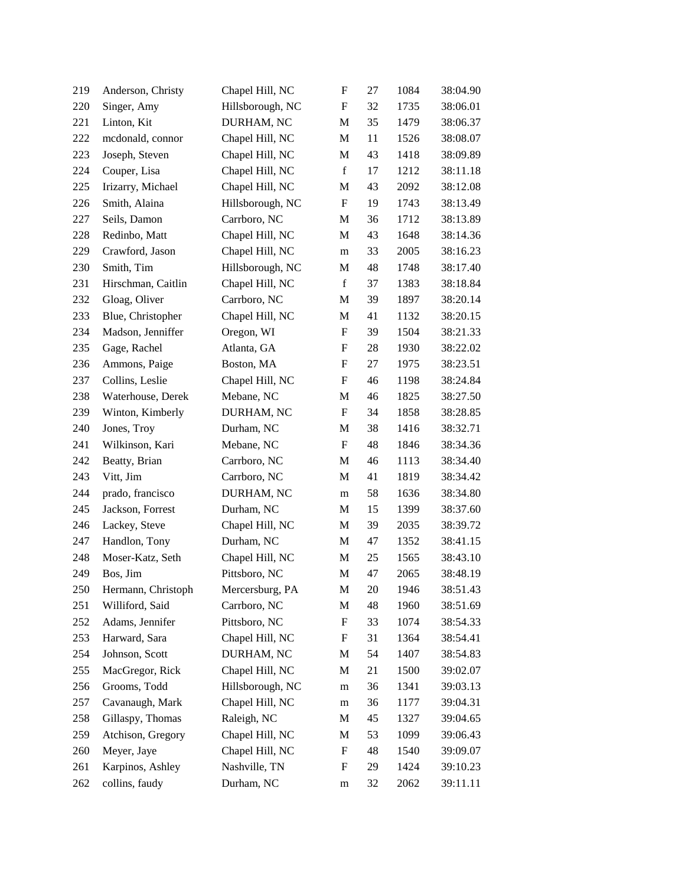| | | | | | | |
|---|---|---|---|---|---|---|
| 219 | Anderson, Christy | Chapel Hill, NC | F | 27 | 1084 | 38:04.90 |
| 220 | Singer, Amy | Hillsborough, NC | F | 32 | 1735 | 38:06.01 |
| 221 | Linton, Kit | DURHAM, NC | M | 35 | 1479 | 38:06.37 |
| 222 | mcdonald, connor | Chapel Hill, NC | M | 11 | 1526 | 38:08.07 |
| 223 | Joseph, Steven | Chapel Hill, NC | M | 43 | 1418 | 38:09.89 |
| 224 | Couper, Lisa | Chapel Hill, NC | f | 17 | 1212 | 38:11.18 |
| 225 | Irizarry, Michael | Chapel Hill, NC | M | 43 | 2092 | 38:12.08 |
| 226 | Smith, Alaina | Hillsborough, NC | F | 19 | 1743 | 38:13.49 |
| 227 | Seils, Damon | Carrboro, NC | M | 36 | 1712 | 38:13.89 |
| 228 | Redinbo, Matt | Chapel Hill, NC | M | 43 | 1648 | 38:14.36 |
| 229 | Crawford, Jason | Chapel Hill, NC | m | 33 | 2005 | 38:16.23 |
| 230 | Smith, Tim | Hillsborough, NC | M | 48 | 1748 | 38:17.40 |
| 231 | Hirschman, Caitlin | Chapel Hill, NC | f | 37 | 1383 | 38:18.84 |
| 232 | Gloag, Oliver | Carrboro, NC | M | 39 | 1897 | 38:20.14 |
| 233 | Blue, Christopher | Chapel Hill, NC | M | 41 | 1132 | 38:20.15 |
| 234 | Madson, Jenniffer | Oregon, WI | F | 39 | 1504 | 38:21.33 |
| 235 | Gage, Rachel | Atlanta, GA | F | 28 | 1930 | 38:22.02 |
| 236 | Ammons, Paige | Boston, MA | F | 27 | 1975 | 38:23.51 |
| 237 | Collins, Leslie | Chapel Hill, NC | F | 46 | 1198 | 38:24.84 |
| 238 | Waterhouse, Derek | Mebane, NC | M | 46 | 1825 | 38:27.50 |
| 239 | Winton, Kimberly | DURHAM, NC | F | 34 | 1858 | 38:28.85 |
| 240 | Jones, Troy | Durham, NC | M | 38 | 1416 | 38:32.71 |
| 241 | Wilkinson, Kari | Mebane, NC | F | 48 | 1846 | 38:34.36 |
| 242 | Beatty, Brian | Carrboro, NC | M | 46 | 1113 | 38:34.40 |
| 243 | Vitt, Jim | Carrboro, NC | M | 41 | 1819 | 38:34.42 |
| 244 | prado, francisco | DURHAM, NC | m | 58 | 1636 | 38:34.80 |
| 245 | Jackson, Forrest | Durham, NC | M | 15 | 1399 | 38:37.60 |
| 246 | Lackey, Steve | Chapel Hill, NC | M | 39 | 2035 | 38:39.72 |
| 247 | Handlon, Tony | Durham, NC | M | 47 | 1352 | 38:41.15 |
| 248 | Moser-Katz, Seth | Chapel Hill, NC | M | 25 | 1565 | 38:43.10 |
| 249 | Bos, Jim | Pittsboro, NC | M | 47 | 2065 | 38:48.19 |
| 250 | Hermann, Christoph | Mercersburg, PA | M | 20 | 1946 | 38:51.43 |
| 251 | Williford, Said | Carrboro, NC | M | 48 | 1960 | 38:51.69 |
| 252 | Adams, Jennifer | Pittsboro, NC | F | 33 | 1074 | 38:54.33 |
| 253 | Harward, Sara | Chapel Hill, NC | F | 31 | 1364 | 38:54.41 |
| 254 | Johnson, Scott | DURHAM, NC | M | 54 | 1407 | 38:54.83 |
| 255 | MacGregor, Rick | Chapel Hill, NC | M | 21 | 1500 | 39:02.07 |
| 256 | Grooms, Todd | Hillsborough, NC | m | 36 | 1341 | 39:03.13 |
| 257 | Cavanaugh, Mark | Chapel Hill, NC | m | 36 | 1177 | 39:04.31 |
| 258 | Gillaspy, Thomas | Raleigh, NC | M | 45 | 1327 | 39:04.65 |
| 259 | Atchison, Gregory | Chapel Hill, NC | M | 53 | 1099 | 39:06.43 |
| 260 | Meyer, Jaye | Chapel Hill, NC | F | 48 | 1540 | 39:09.07 |
| 261 | Karpinos, Ashley | Nashville, TN | F | 29 | 1424 | 39:10.23 |
| 262 | collins, faudy | Durham, NC | m | 32 | 2062 | 39:11.11 |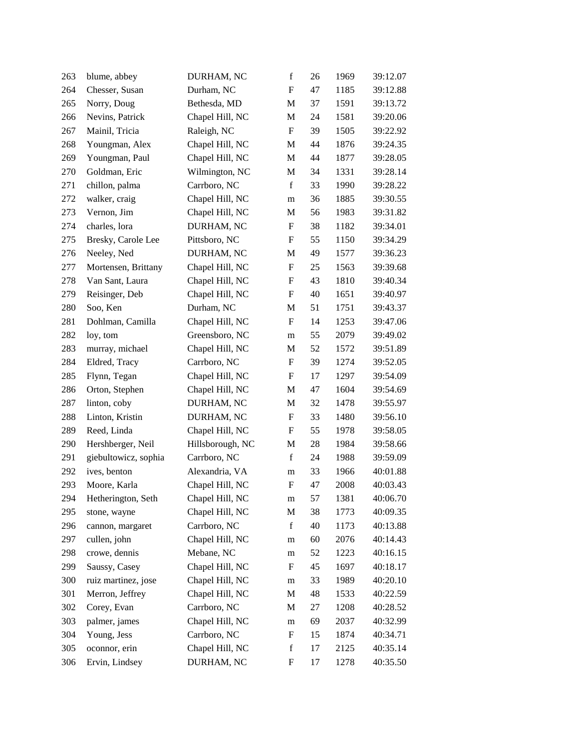| | | | | | | |
|---|---|---|---|---|---|---|
| 263 | blume, abbey | DURHAM, NC | f | 26 | 1969 | 39:12.07 |
| 264 | Chesser, Susan | Durham, NC | F | 47 | 1185 | 39:12.88 |
| 265 | Norry, Doug | Bethesda, MD | M | 37 | 1591 | 39:13.72 |
| 266 | Nevins, Patrick | Chapel Hill, NC | M | 24 | 1581 | 39:20.06 |
| 267 | Mainil, Tricia | Raleigh, NC | F | 39 | 1505 | 39:22.92 |
| 268 | Youngman, Alex | Chapel Hill, NC | M | 44 | 1876 | 39:24.35 |
| 269 | Youngman, Paul | Chapel Hill, NC | M | 44 | 1877 | 39:28.05 |
| 270 | Goldman, Eric | Wilmington, NC | M | 34 | 1331 | 39:28.14 |
| 271 | chillon, palma | Carrboro, NC | f | 33 | 1990 | 39:28.22 |
| 272 | walker, craig | Chapel Hill, NC | m | 36 | 1885 | 39:30.55 |
| 273 | Vernon, Jim | Chapel Hill, NC | M | 56 | 1983 | 39:31.82 |
| 274 | charles, lora | DURHAM, NC | F | 38 | 1182 | 39:34.01 |
| 275 | Bresky, Carole Lee | Pittsboro, NC | F | 55 | 1150 | 39:34.29 |
| 276 | Neeley, Ned | DURHAM, NC | M | 49 | 1577 | 39:36.23 |
| 277 | Mortensen, Brittany | Chapel Hill, NC | F | 25 | 1563 | 39:39.68 |
| 278 | Van Sant, Laura | Chapel Hill, NC | F | 43 | 1810 | 39:40.34 |
| 279 | Reisinger, Deb | Chapel Hill, NC | F | 40 | 1651 | 39:40.97 |
| 280 | Soo, Ken | Durham, NC | M | 51 | 1751 | 39:43.37 |
| 281 | Dohlman, Camilla | Chapel Hill, NC | F | 14 | 1253 | 39:47.06 |
| 282 | loy, tom | Greensboro, NC | m | 55 | 2079 | 39:49.02 |
| 283 | murray, michael | Chapel Hill, NC | M | 52 | 1572 | 39:51.89 |
| 284 | Eldred, Tracy | Carrboro, NC | F | 39 | 1274 | 39:52.05 |
| 285 | Flynn, Tegan | Chapel Hill, NC | F | 17 | 1297 | 39:54.09 |
| 286 | Orton, Stephen | Chapel Hill, NC | M | 47 | 1604 | 39:54.69 |
| 287 | linton, coby | DURHAM, NC | M | 32 | 1478 | 39:55.97 |
| 288 | Linton, Kristin | DURHAM, NC | F | 33 | 1480 | 39:56.10 |
| 289 | Reed, Linda | Chapel Hill, NC | F | 55 | 1978 | 39:58.05 |
| 290 | Hershberger, Neil | Hillsborough, NC | M | 28 | 1984 | 39:58.66 |
| 291 | giebultowicz, sophia | Carrboro, NC | f | 24 | 1988 | 39:59.09 |
| 292 | ives, benton | Alexandria, VA | m | 33 | 1966 | 40:01.88 |
| 293 | Moore, Karla | Chapel Hill, NC | F | 47 | 2008 | 40:03.43 |
| 294 | Hetherington, Seth | Chapel Hill, NC | m | 57 | 1381 | 40:06.70 |
| 295 | stone, wayne | Chapel Hill, NC | M | 38 | 1773 | 40:09.35 |
| 296 | cannon, margaret | Carrboro, NC | f | 40 | 1173 | 40:13.88 |
| 297 | cullen, john | Chapel Hill, NC | m | 60 | 2076 | 40:14.43 |
| 298 | crowe, dennis | Mebane, NC | m | 52 | 1223 | 40:16.15 |
| 299 | Saussy, Casey | Chapel Hill, NC | F | 45 | 1697 | 40:18.17 |
| 300 | ruiz martinez, jose | Chapel Hill, NC | m | 33 | 1989 | 40:20.10 |
| 301 | Merron, Jeffrey | Chapel Hill, NC | M | 48 | 1533 | 40:22.59 |
| 302 | Corey, Evan | Carrboro, NC | M | 27 | 1208 | 40:28.52 |
| 303 | palmer, james | Chapel Hill, NC | m | 69 | 2037 | 40:32.99 |
| 304 | Young, Jess | Carrboro, NC | F | 15 | 1874 | 40:34.71 |
| 305 | oconnor, erin | Chapel Hill, NC | f | 17 | 2125 | 40:35.14 |
| 306 | Ervin, Lindsey | DURHAM, NC | F | 17 | 1278 | 40:35.50 |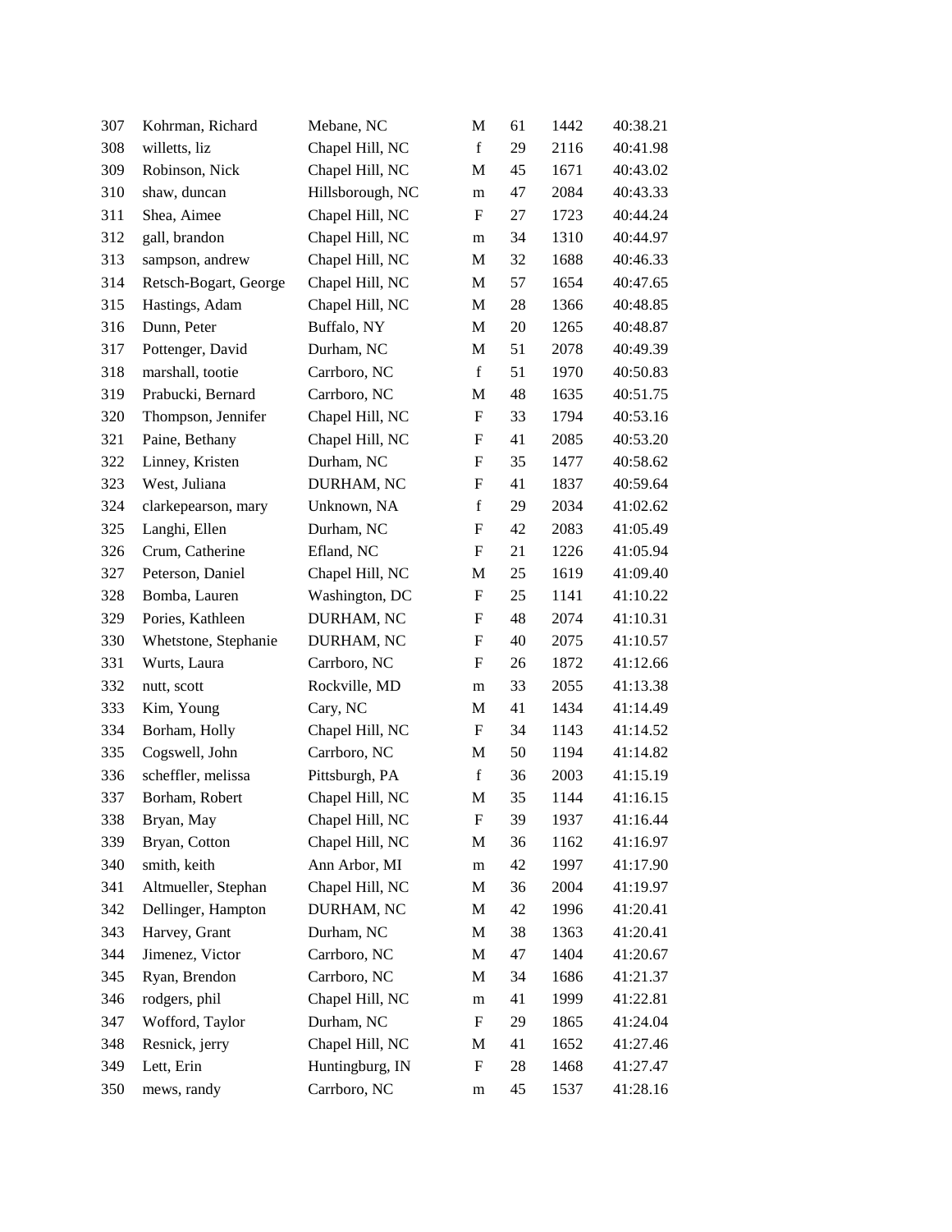| | | | | | | |
|---|---|---|---|---|---|---|
| 307 | Kohrman, Richard | Mebane, NC | M | 61 | 1442 | 40:38.21 |
| 308 | willetts, liz | Chapel Hill, NC | f | 29 | 2116 | 40:41.98 |
| 309 | Robinson, Nick | Chapel Hill, NC | M | 45 | 1671 | 40:43.02 |
| 310 | shaw, duncan | Hillsborough, NC | m | 47 | 2084 | 40:43.33 |
| 311 | Shea, Aimee | Chapel Hill, NC | F | 27 | 1723 | 40:44.24 |
| 312 | gall, brandon | Chapel Hill, NC | m | 34 | 1310 | 40:44.97 |
| 313 | sampson, andrew | Chapel Hill, NC | M | 32 | 1688 | 40:46.33 |
| 314 | Retsch-Bogart, George | Chapel Hill, NC | M | 57 | 1654 | 40:47.65 |
| 315 | Hastings, Adam | Chapel Hill, NC | M | 28 | 1366 | 40:48.85 |
| 316 | Dunn, Peter | Buffalo, NY | M | 20 | 1265 | 40:48.87 |
| 317 | Pottenger, David | Durham, NC | M | 51 | 2078 | 40:49.39 |
| 318 | marshall, tootie | Carrboro, NC | f | 51 | 1970 | 40:50.83 |
| 319 | Prabucki, Bernard | Carrboro, NC | M | 48 | 1635 | 40:51.75 |
| 320 | Thompson, Jennifer | Chapel Hill, NC | F | 33 | 1794 | 40:53.16 |
| 321 | Paine, Bethany | Chapel Hill, NC | F | 41 | 2085 | 40:53.20 |
| 322 | Linney, Kristen | Durham, NC | F | 35 | 1477 | 40:58.62 |
| 323 | West, Juliana | DURHAM, NC | F | 41 | 1837 | 40:59.64 |
| 324 | clarkepearson, mary | Unknown, NA | f | 29 | 2034 | 41:02.62 |
| 325 | Langhi, Ellen | Durham, NC | F | 42 | 2083 | 41:05.49 |
| 326 | Crum, Catherine | Efland, NC | F | 21 | 1226 | 41:05.94 |
| 327 | Peterson, Daniel | Chapel Hill, NC | M | 25 | 1619 | 41:09.40 |
| 328 | Bomba, Lauren | Washington, DC | F | 25 | 1141 | 41:10.22 |
| 329 | Pories, Kathleen | DURHAM, NC | F | 48 | 2074 | 41:10.31 |
| 330 | Whetstone, Stephanie | DURHAM, NC | F | 40 | 2075 | 41:10.57 |
| 331 | Wurts, Laura | Carrboro, NC | F | 26 | 1872 | 41:12.66 |
| 332 | nutt, scott | Rockville, MD | m | 33 | 2055 | 41:13.38 |
| 333 | Kim, Young | Cary, NC | M | 41 | 1434 | 41:14.49 |
| 334 | Borham, Holly | Chapel Hill, NC | F | 34 | 1143 | 41:14.52 |
| 335 | Cogswell, John | Carrboro, NC | M | 50 | 1194 | 41:14.82 |
| 336 | scheffler, melissa | Pittsburgh, PA | f | 36 | 2003 | 41:15.19 |
| 337 | Borham, Robert | Chapel Hill, NC | M | 35 | 1144 | 41:16.15 |
| 338 | Bryan, May | Chapel Hill, NC | F | 39 | 1937 | 41:16.44 |
| 339 | Bryan, Cotton | Chapel Hill, NC | M | 36 | 1162 | 41:16.97 |
| 340 | smith, keith | Ann Arbor, MI | m | 42 | 1997 | 41:17.90 |
| 341 | Altmueller, Stephan | Chapel Hill, NC | M | 36 | 2004 | 41:19.97 |
| 342 | Dellinger, Hampton | DURHAM, NC | M | 42 | 1996 | 41:20.41 |
| 343 | Harvey, Grant | Durham, NC | M | 38 | 1363 | 41:20.41 |
| 344 | Jimenez, Victor | Carrboro, NC | M | 47 | 1404 | 41:20.67 |
| 345 | Ryan, Brendon | Carrboro, NC | M | 34 | 1686 | 41:21.37 |
| 346 | rodgers, phil | Chapel Hill, NC | m | 41 | 1999 | 41:22.81 |
| 347 | Wofford, Taylor | Durham, NC | F | 29 | 1865 | 41:24.04 |
| 348 | Resnick, jerry | Chapel Hill, NC | M | 41 | 1652 | 41:27.46 |
| 349 | Lett, Erin | Huntingburg, IN | F | 28 | 1468 | 41:27.47 |
| 350 | mews, randy | Carrboro, NC | m | 45 | 1537 | 41:28.16 |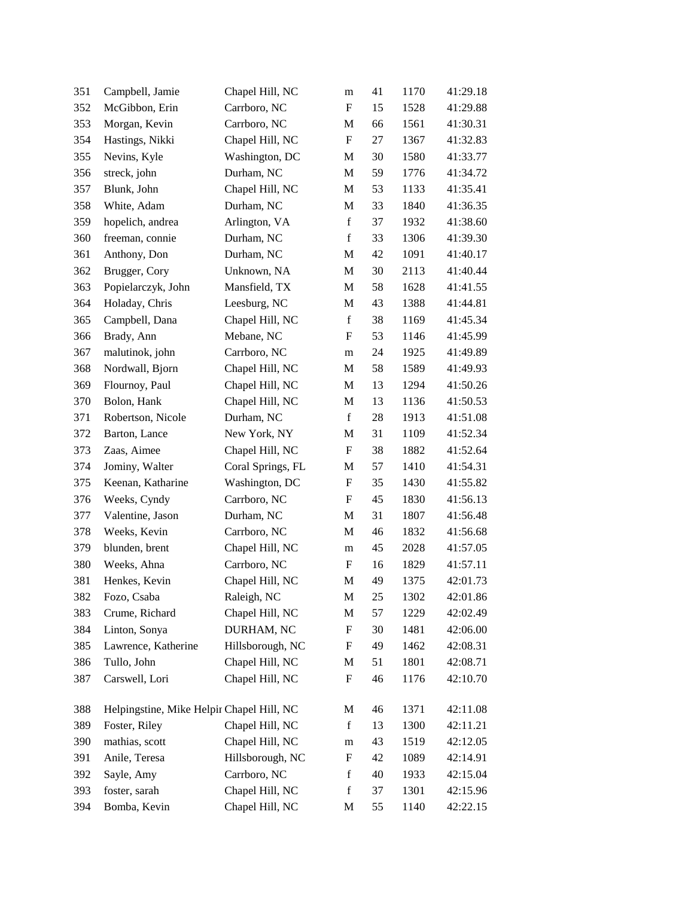| | | | | | | |
|---|---|---|---|---|---|---|
| 351 | Campbell, Jamie | Chapel Hill, NC | m | 41 | 1170 | 41:29.18 |
| 352 | McGibbon, Erin | Carrboro, NC | F | 15 | 1528 | 41:29.88 |
| 353 | Morgan, Kevin | Carrboro, NC | M | 66 | 1561 | 41:30.31 |
| 354 | Hastings, Nikki | Chapel Hill, NC | F | 27 | 1367 | 41:32.83 |
| 355 | Nevins, Kyle | Washington, DC | M | 30 | 1580 | 41:33.77 |
| 356 | streck, john | Durham, NC | M | 59 | 1776 | 41:34.72 |
| 357 | Blunk, John | Chapel Hill, NC | M | 53 | 1133 | 41:35.41 |
| 358 | White, Adam | Durham, NC | M | 33 | 1840 | 41:36.35 |
| 359 | hopelich, andrea | Arlington, VA | f | 37 | 1932 | 41:38.60 |
| 360 | freeman, connie | Durham, NC | f | 33 | 1306 | 41:39.30 |
| 361 | Anthony, Don | Durham, NC | M | 42 | 1091 | 41:40.17 |
| 362 | Brugger, Cory | Unknown, NA | M | 30 | 2113 | 41:40.44 |
| 363 | Popielarczyk, John | Mansfield, TX | M | 58 | 1628 | 41:41.55 |
| 364 | Holaday, Chris | Leesburg, NC | M | 43 | 1388 | 41:44.81 |
| 365 | Campbell, Dana | Chapel Hill, NC | f | 38 | 1169 | 41:45.34 |
| 366 | Brady, Ann | Mebane, NC | F | 53 | 1146 | 41:45.99 |
| 367 | malutinok, john | Carrboro, NC | m | 24 | 1925 | 41:49.89 |
| 368 | Nordwall, Bjorn | Chapel Hill, NC | M | 58 | 1589 | 41:49.93 |
| 369 | Flournoy, Paul | Chapel Hill, NC | M | 13 | 1294 | 41:50.26 |
| 370 | Bolon, Hank | Chapel Hill, NC | M | 13 | 1136 | 41:50.53 |
| 371 | Robertson, Nicole | Durham, NC | f | 28 | 1913 | 41:51.08 |
| 372 | Barton, Lance | New York, NY | M | 31 | 1109 | 41:52.34 |
| 373 | Zaas, Aimee | Chapel Hill, NC | F | 38 | 1882 | 41:52.64 |
| 374 | Jominy, Walter | Coral Springs, FL | M | 57 | 1410 | 41:54.31 |
| 375 | Keenan, Katharine | Washington, DC | F | 35 | 1430 | 41:55.82 |
| 376 | Weeks, Cyndy | Carrboro, NC | F | 45 | 1830 | 41:56.13 |
| 377 | Valentine, Jason | Durham, NC | M | 31 | 1807 | 41:56.48 |
| 378 | Weeks, Kevin | Carrboro, NC | M | 46 | 1832 | 41:56.68 |
| 379 | blunden, brent | Chapel Hill, NC | m | 45 | 2028 | 41:57.05 |
| 380 | Weeks, Ahna | Carrboro, NC | F | 16 | 1829 | 41:57.11 |
| 381 | Henkes, Kevin | Chapel Hill, NC | M | 49 | 1375 | 42:01.73 |
| 382 | Fozo, Csaba | Raleigh, NC | M | 25 | 1302 | 42:01.86 |
| 383 | Crume, Richard | Chapel Hill, NC | M | 57 | 1229 | 42:02.49 |
| 384 | Linton, Sonya | DURHAM, NC | F | 30 | 1481 | 42:06.00 |
| 385 | Lawrence, Katherine | Hillsborough, NC | F | 49 | 1462 | 42:08.31 |
| 386 | Tullo, John | Chapel Hill, NC | M | 51 | 1801 | 42:08.71 |
| 387 | Carswell, Lori | Chapel Hill, NC | F | 46 | 1176 | 42:10.70 |
| 388 | Helpingstine, Mike Helpir | Chapel Hill, NC | M | 46 | 1371 | 42:11.08 |
| 389 | Foster, Riley | Chapel Hill, NC | f | 13 | 1300 | 42:11.21 |
| 390 | mathias, scott | Chapel Hill, NC | m | 43 | 1519 | 42:12.05 |
| 391 | Anile, Teresa | Hillsborough, NC | F | 42 | 1089 | 42:14.91 |
| 392 | Sayle, Amy | Carrboro, NC | f | 40 | 1933 | 42:15.04 |
| 393 | foster, sarah | Chapel Hill, NC | f | 37 | 1301 | 42:15.96 |
| 394 | Bomba, Kevin | Chapel Hill, NC | M | 55 | 1140 | 42:22.15 |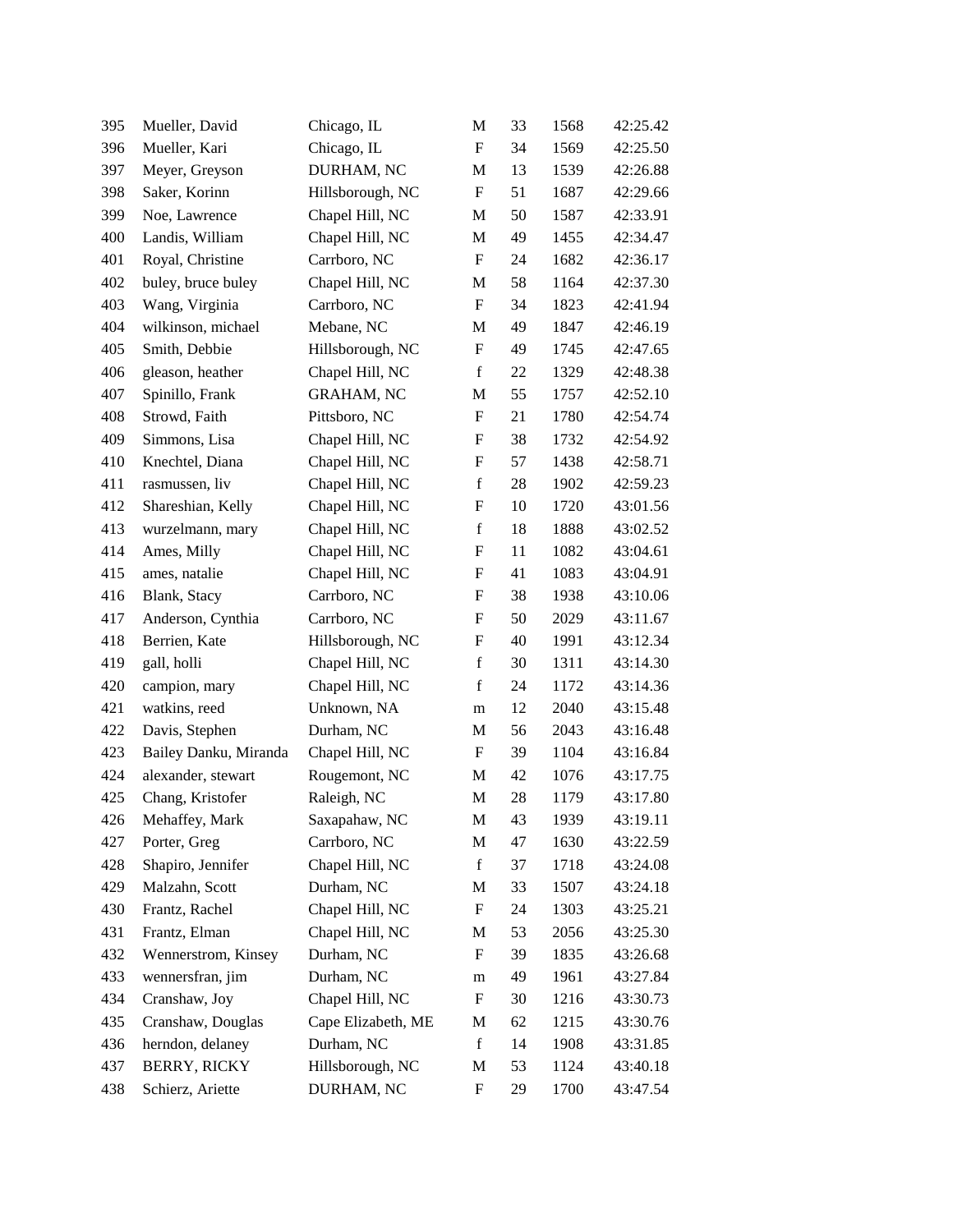| | | | | | | |
|---|---|---|---|---|---|---|
| 395 | Mueller, David | Chicago, IL | M | 33 | 1568 | 42:25.42 |
| 396 | Mueller, Kari | Chicago, IL | F | 34 | 1569 | 42:25.50 |
| 397 | Meyer, Greyson | DURHAM, NC | M | 13 | 1539 | 42:26.88 |
| 398 | Saker, Korinn | Hillsborough, NC | F | 51 | 1687 | 42:29.66 |
| 399 | Noe, Lawrence | Chapel Hill, NC | M | 50 | 1587 | 42:33.91 |
| 400 | Landis, William | Chapel Hill, NC | M | 49 | 1455 | 42:34.47 |
| 401 | Royal, Christine | Carrboro, NC | F | 24 | 1682 | 42:36.17 |
| 402 | buley, bruce buley | Chapel Hill, NC | M | 58 | 1164 | 42:37.30 |
| 403 | Wang, Virginia | Carrboro, NC | F | 34 | 1823 | 42:41.94 |
| 404 | wilkinson, michael | Mebane, NC | M | 49 | 1847 | 42:46.19 |
| 405 | Smith, Debbie | Hillsborough, NC | F | 49 | 1745 | 42:47.65 |
| 406 | gleason, heather | Chapel Hill, NC | f | 22 | 1329 | 42:48.38 |
| 407 | Spinillo, Frank | GRAHAM, NC | M | 55 | 1757 | 42:52.10 |
| 408 | Strowd, Faith | Pittsboro, NC | F | 21 | 1780 | 42:54.74 |
| 409 | Simmons, Lisa | Chapel Hill, NC | F | 38 | 1732 | 42:54.92 |
| 410 | Knechtel, Diana | Chapel Hill, NC | F | 57 | 1438 | 42:58.71 |
| 411 | rasmussen, liv | Chapel Hill, NC | f | 28 | 1902 | 42:59.23 |
| 412 | Shareshian, Kelly | Chapel Hill, NC | F | 10 | 1720 | 43:01.56 |
| 413 | wurzelmann, mary | Chapel Hill, NC | f | 18 | 1888 | 43:02.52 |
| 414 | Ames, Milly | Chapel Hill, NC | F | 11 | 1082 | 43:04.61 |
| 415 | ames, natalie | Chapel Hill, NC | F | 41 | 1083 | 43:04.91 |
| 416 | Blank, Stacy | Carrboro, NC | F | 38 | 1938 | 43:10.06 |
| 417 | Anderson, Cynthia | Carrboro, NC | F | 50 | 2029 | 43:11.67 |
| 418 | Berrien, Kate | Hillsborough, NC | F | 40 | 1991 | 43:12.34 |
| 419 | gall, holli | Chapel Hill, NC | f | 30 | 1311 | 43:14.30 |
| 420 | campion, mary | Chapel Hill, NC | f | 24 | 1172 | 43:14.36 |
| 421 | watkins, reed | Unknown, NA | m | 12 | 2040 | 43:15.48 |
| 422 | Davis, Stephen | Durham, NC | M | 56 | 2043 | 43:16.48 |
| 423 | Bailey Danku, Miranda | Chapel Hill, NC | F | 39 | 1104 | 43:16.84 |
| 424 | alexander, stewart | Rougemont, NC | M | 42 | 1076 | 43:17.75 |
| 425 | Chang, Kristofer | Raleigh, NC | M | 28 | 1179 | 43:17.80 |
| 426 | Mehaffey, Mark | Saxapahaw, NC | M | 43 | 1939 | 43:19.11 |
| 427 | Porter, Greg | Carrboro, NC | M | 47 | 1630 | 43:22.59 |
| 428 | Shapiro, Jennifer | Chapel Hill, NC | f | 37 | 1718 | 43:24.08 |
| 429 | Malzahn, Scott | Durham, NC | M | 33 | 1507 | 43:24.18 |
| 430 | Frantz, Rachel | Chapel Hill, NC | F | 24 | 1303 | 43:25.21 |
| 431 | Frantz, Elman | Chapel Hill, NC | M | 53 | 2056 | 43:25.30 |
| 432 | Wennerstrom, Kinsey | Durham, NC | F | 39 | 1835 | 43:26.68 |
| 433 | wennersfran, jim | Durham, NC | m | 49 | 1961 | 43:27.84 |
| 434 | Cranshaw, Joy | Chapel Hill, NC | F | 30 | 1216 | 43:30.73 |
| 435 | Cranshaw, Douglas | Cape Elizabeth, ME | M | 62 | 1215 | 43:30.76 |
| 436 | herndon, delaney | Durham, NC | f | 14 | 1908 | 43:31.85 |
| 437 | BERRY, RICKY | Hillsborough, NC | M | 53 | 1124 | 43:40.18 |
| 438 | Schierz, Ariette | DURHAM, NC | F | 29 | 1700 | 43:47.54 |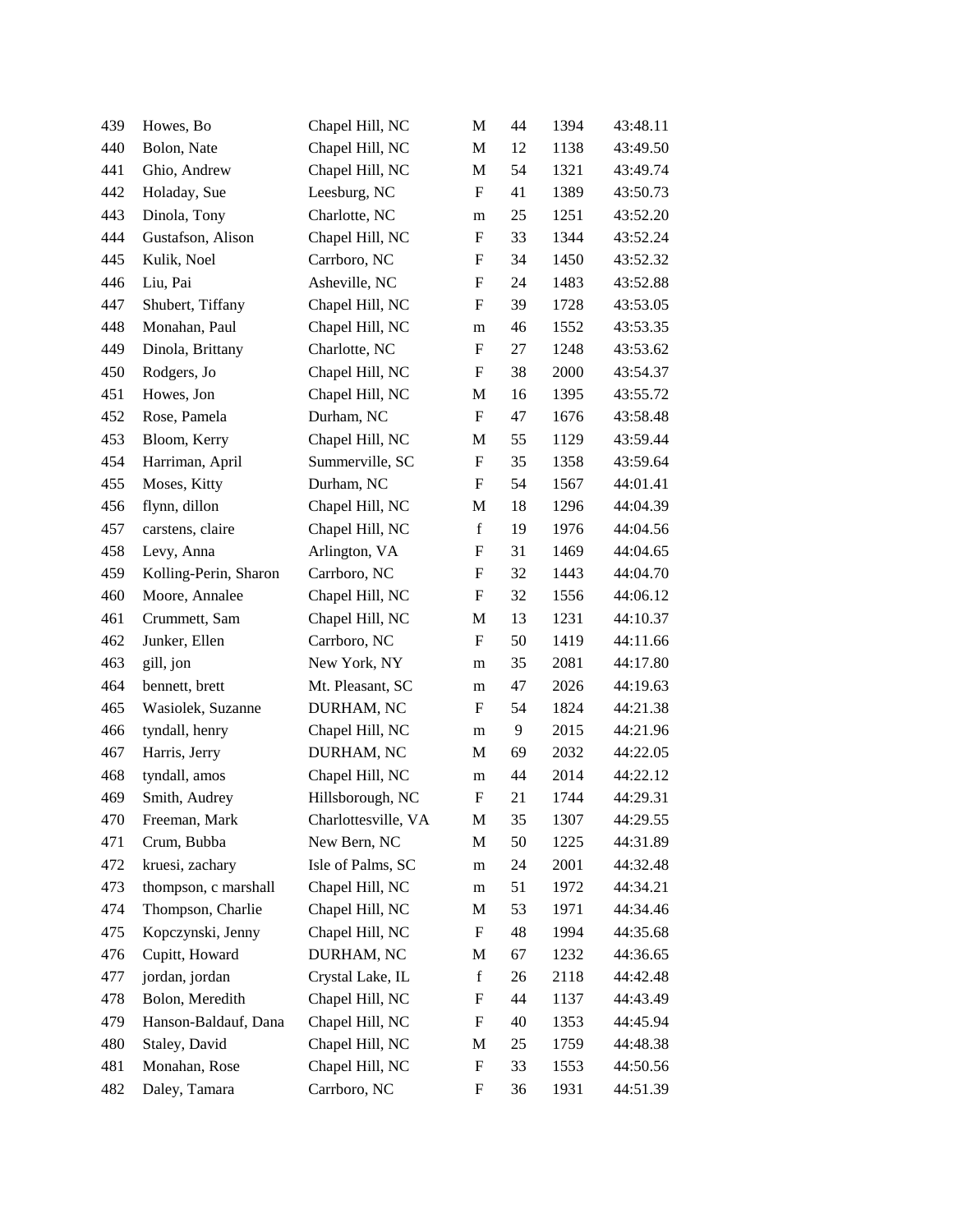| | | | | | | |
|---|---|---|---|---|---|---|
| 439 | Howes, Bo | Chapel Hill, NC | M | 44 | 1394 | 43:48.11 |
| 440 | Bolon, Nate | Chapel Hill, NC | M | 12 | 1138 | 43:49.50 |
| 441 | Ghio, Andrew | Chapel Hill, NC | M | 54 | 1321 | 43:49.74 |
| 442 | Holaday, Sue | Leesburg, NC | F | 41 | 1389 | 43:50.73 |
| 443 | Dinola, Tony | Charlotte, NC | m | 25 | 1251 | 43:52.20 |
| 444 | Gustafson, Alison | Chapel Hill, NC | F | 33 | 1344 | 43:52.24 |
| 445 | Kulik, Noel | Carrboro, NC | F | 34 | 1450 | 43:52.32 |
| 446 | Liu, Pai | Asheville, NC | F | 24 | 1483 | 43:52.88 |
| 447 | Shubert, Tiffany | Chapel Hill, NC | F | 39 | 1728 | 43:53.05 |
| 448 | Monahan, Paul | Chapel Hill, NC | m | 46 | 1552 | 43:53.35 |
| 449 | Dinola, Brittany | Charlotte, NC | F | 27 | 1248 | 43:53.62 |
| 450 | Rodgers, Jo | Chapel Hill, NC | F | 38 | 2000 | 43:54.37 |
| 451 | Howes, Jon | Chapel Hill, NC | M | 16 | 1395 | 43:55.72 |
| 452 | Rose, Pamela | Durham, NC | F | 47 | 1676 | 43:58.48 |
| 453 | Bloom, Kerry | Chapel Hill, NC | M | 55 | 1129 | 43:59.44 |
| 454 | Harriman, April | Summerville, SC | F | 35 | 1358 | 43:59.64 |
| 455 | Moses, Kitty | Durham, NC | F | 54 | 1567 | 44:01.41 |
| 456 | flynn, dillon | Chapel Hill, NC | M | 18 | 1296 | 44:04.39 |
| 457 | carstens, claire | Chapel Hill, NC | f | 19 | 1976 | 44:04.56 |
| 458 | Levy, Anna | Arlington, VA | F | 31 | 1469 | 44:04.65 |
| 459 | Kolling-Perin, Sharon | Carrboro, NC | F | 32 | 1443 | 44:04.70 |
| 460 | Moore, Annalee | Chapel Hill, NC | F | 32 | 1556 | 44:06.12 |
| 461 | Crummett, Sam | Chapel Hill, NC | M | 13 | 1231 | 44:10.37 |
| 462 | Junker, Ellen | Carrboro, NC | F | 50 | 1419 | 44:11.66 |
| 463 | gill, jon | New York, NY | m | 35 | 2081 | 44:17.80 |
| 464 | bennett, brett | Mt. Pleasant, SC | m | 47 | 2026 | 44:19.63 |
| 465 | Wasiolek, Suzanne | DURHAM, NC | F | 54 | 1824 | 44:21.38 |
| 466 | tyndall, henry | Chapel Hill, NC | m | 9 | 2015 | 44:21.96 |
| 467 | Harris, Jerry | DURHAM, NC | M | 69 | 2032 | 44:22.05 |
| 468 | tyndall, amos | Chapel Hill, NC | m | 44 | 2014 | 44:22.12 |
| 469 | Smith, Audrey | Hillsborough, NC | F | 21 | 1744 | 44:29.31 |
| 470 | Freeman, Mark | Charlottesville, VA | M | 35 | 1307 | 44:29.55 |
| 471 | Crum, Bubba | New Bern, NC | M | 50 | 1225 | 44:31.89 |
| 472 | kruesi, zachary | Isle of Palms, SC | m | 24 | 2001 | 44:32.48 |
| 473 | thompson, c marshall | Chapel Hill, NC | m | 51 | 1972 | 44:34.21 |
| 474 | Thompson, Charlie | Chapel Hill, NC | M | 53 | 1971 | 44:34.46 |
| 475 | Kopczynski, Jenny | Chapel Hill, NC | F | 48 | 1994 | 44:35.68 |
| 476 | Cupitt, Howard | DURHAM, NC | M | 67 | 1232 | 44:36.65 |
| 477 | jordan, jordan | Crystal Lake, IL | f | 26 | 2118 | 44:42.48 |
| 478 | Bolon, Meredith | Chapel Hill, NC | F | 44 | 1137 | 44:43.49 |
| 479 | Hanson-Baldauf, Dana | Chapel Hill, NC | F | 40 | 1353 | 44:45.94 |
| 480 | Staley, David | Chapel Hill, NC | M | 25 | 1759 | 44:48.38 |
| 481 | Monahan, Rose | Chapel Hill, NC | F | 33 | 1553 | 44:50.56 |
| 482 | Daley, Tamara | Carrboro, NC | F | 36 | 1931 | 44:51.39 |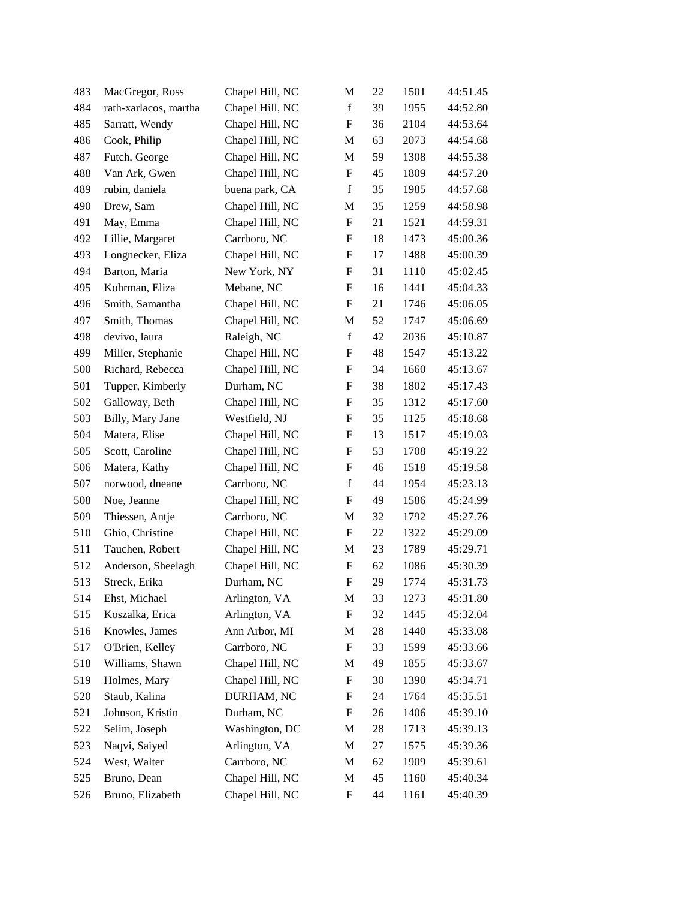| | | | | | | |
|---|---|---|---|---|---|---|
| 483 | MacGregor, Ross | Chapel Hill, NC | M | 22 | 1501 | 44:51.45 |
| 484 | rath-xarlacos, martha | Chapel Hill, NC | f | 39 | 1955 | 44:52.80 |
| 485 | Sarratt, Wendy | Chapel Hill, NC | F | 36 | 2104 | 44:53.64 |
| 486 | Cook, Philip | Chapel Hill, NC | M | 63 | 2073 | 44:54.68 |
| 487 | Futch, George | Chapel Hill, NC | M | 59 | 1308 | 44:55.38 |
| 488 | Van Ark, Gwen | Chapel Hill, NC | F | 45 | 1809 | 44:57.20 |
| 489 | rubin, daniela | buena park, CA | f | 35 | 1985 | 44:57.68 |
| 490 | Drew, Sam | Chapel Hill, NC | M | 35 | 1259 | 44:58.98 |
| 491 | May, Emma | Chapel Hill, NC | F | 21 | 1521 | 44:59.31 |
| 492 | Lillie, Margaret | Carrboro, NC | F | 18 | 1473 | 45:00.36 |
| 493 | Longnecker, Eliza | Chapel Hill, NC | F | 17 | 1488 | 45:00.39 |
| 494 | Barton, Maria | New York, NY | F | 31 | 1110 | 45:02.45 |
| 495 | Kohrman, Eliza | Mebane, NC | F | 16 | 1441 | 45:04.33 |
| 496 | Smith, Samantha | Chapel Hill, NC | F | 21 | 1746 | 45:06.05 |
| 497 | Smith, Thomas | Chapel Hill, NC | M | 52 | 1747 | 45:06.69 |
| 498 | devivo, laura | Raleigh, NC | f | 42 | 2036 | 45:10.87 |
| 499 | Miller, Stephanie | Chapel Hill, NC | F | 48 | 1547 | 45:13.22 |
| 500 | Richard, Rebecca | Chapel Hill, NC | F | 34 | 1660 | 45:13.67 |
| 501 | Tupper, Kimberly | Durham, NC | F | 38 | 1802 | 45:17.43 |
| 502 | Galloway, Beth | Chapel Hill, NC | F | 35 | 1312 | 45:17.60 |
| 503 | Billy, Mary Jane | Westfield, NJ | F | 35 | 1125 | 45:18.68 |
| 504 | Matera, Elise | Chapel Hill, NC | F | 13 | 1517 | 45:19.03 |
| 505 | Scott, Caroline | Chapel Hill, NC | F | 53 | 1708 | 45:19.22 |
| 506 | Matera, Kathy | Chapel Hill, NC | F | 46 | 1518 | 45:19.58 |
| 507 | norwood, dneane | Carrboro, NC | f | 44 | 1954 | 45:23.13 |
| 508 | Noe, Jeanne | Chapel Hill, NC | F | 49 | 1586 | 45:24.99 |
| 509 | Thiessen, Antje | Carrboro, NC | M | 32 | 1792 | 45:27.76 |
| 510 | Ghio, Christine | Chapel Hill, NC | F | 22 | 1322 | 45:29.09 |
| 511 | Tauchen, Robert | Chapel Hill, NC | M | 23 | 1789 | 45:29.71 |
| 512 | Anderson, Sheelagh | Chapel Hill, NC | F | 62 | 1086 | 45:30.39 |
| 513 | Streck, Erika | Durham, NC | F | 29 | 1774 | 45:31.73 |
| 514 | Ehst, Michael | Arlington, VA | M | 33 | 1273 | 45:31.80 |
| 515 | Koszalka, Erica | Arlington, VA | F | 32 | 1445 | 45:32.04 |
| 516 | Knowles, James | Ann Arbor, MI | M | 28 | 1440 | 45:33.08 |
| 517 | O'Brien, Kelley | Carrboro, NC | F | 33 | 1599 | 45:33.66 |
| 518 | Williams, Shawn | Chapel Hill, NC | M | 49 | 1855 | 45:33.67 |
| 519 | Holmes, Mary | Chapel Hill, NC | F | 30 | 1390 | 45:34.71 |
| 520 | Staub, Kalina | DURHAM, NC | F | 24 | 1764 | 45:35.51 |
| 521 | Johnson, Kristin | Durham, NC | F | 26 | 1406 | 45:39.10 |
| 522 | Selim, Joseph | Washington, DC | M | 28 | 1713 | 45:39.13 |
| 523 | Naqvi, Saiyed | Arlington, VA | M | 27 | 1575 | 45:39.36 |
| 524 | West, Walter | Carrboro, NC | M | 62 | 1909 | 45:39.61 |
| 525 | Bruno, Dean | Chapel Hill, NC | M | 45 | 1160 | 45:40.34 |
| 526 | Bruno, Elizabeth | Chapel Hill, NC | F | 44 | 1161 | 45:40.39 |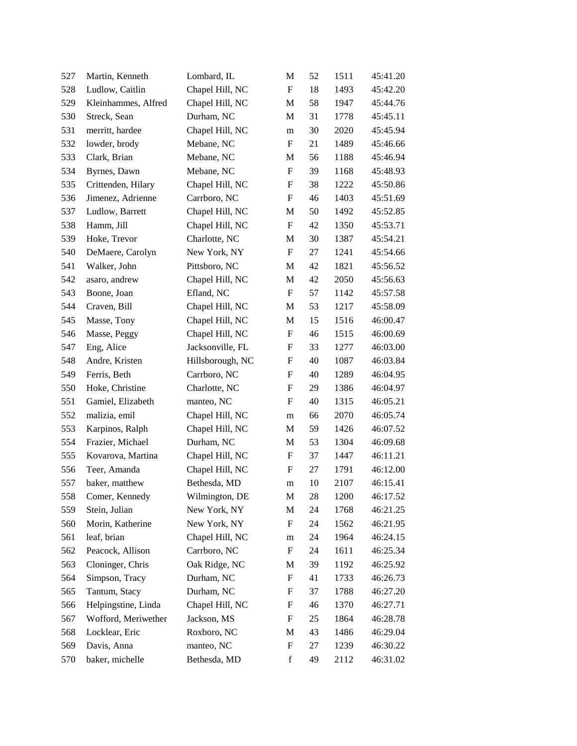| | | | | | | |
|---|---|---|---|---|---|---|
| 527 | Martin, Kenneth | Lombard, IL | M | 52 | 1511 | 45:41.20 |
| 528 | Ludlow, Caitlin | Chapel Hill, NC | F | 18 | 1493 | 45:42.20 |
| 529 | Kleinhammes, Alfred | Chapel Hill, NC | M | 58 | 1947 | 45:44.76 |
| 530 | Streck, Sean | Durham, NC | M | 31 | 1778 | 45:45.11 |
| 531 | merritt, hardee | Chapel Hill, NC | m | 30 | 2020 | 45:45.94 |
| 532 | lowder, brody | Mebane, NC | F | 21 | 1489 | 45:46.66 |
| 533 | Clark, Brian | Mebane, NC | M | 56 | 1188 | 45:46.94 |
| 534 | Byrnes, Dawn | Mebane, NC | F | 39 | 1168 | 45:48.93 |
| 535 | Crittenden, Hilary | Chapel Hill, NC | F | 38 | 1222 | 45:50.86 |
| 536 | Jimenez, Adrienne | Carrboro, NC | F | 46 | 1403 | 45:51.69 |
| 537 | Ludlow, Barrett | Chapel Hill, NC | M | 50 | 1492 | 45:52.85 |
| 538 | Hamm, Jill | Chapel Hill, NC | F | 42 | 1350 | 45:53.71 |
| 539 | Hoke, Trevor | Charlotte, NC | M | 30 | 1387 | 45:54.21 |
| 540 | DeMaere, Carolyn | New York, NY | F | 27 | 1241 | 45:54.66 |
| 541 | Walker, John | Pittsboro, NC | M | 42 | 1821 | 45:56.52 |
| 542 | asaro, andrew | Chapel Hill, NC | M | 42 | 2050 | 45:56.63 |
| 543 | Boone, Joan | Efland, NC | F | 57 | 1142 | 45:57.58 |
| 544 | Craven, Bill | Chapel Hill, NC | M | 53 | 1217 | 45:58.09 |
| 545 | Masse, Tony | Chapel Hill, NC | M | 15 | 1516 | 46:00.47 |
| 546 | Masse, Peggy | Chapel Hill, NC | F | 46 | 1515 | 46:00.69 |
| 547 | Eng, Alice | Jacksonville, FL | F | 33 | 1277 | 46:03.00 |
| 548 | Andre, Kristen | Hillsborough, NC | F | 40 | 1087 | 46:03.84 |
| 549 | Ferris, Beth | Carrboro, NC | F | 40 | 1289 | 46:04.95 |
| 550 | Hoke, Christine | Charlotte, NC | F | 29 | 1386 | 46:04.97 |
| 551 | Gamiel, Elizabeth | manteo, NC | F | 40 | 1315 | 46:05.21 |
| 552 | malizia, emil | Chapel Hill, NC | m | 66 | 2070 | 46:05.74 |
| 553 | Karpinos, Ralph | Chapel Hill, NC | M | 59 | 1426 | 46:07.52 |
| 554 | Frazier, Michael | Durham, NC | M | 53 | 1304 | 46:09.68 |
| 555 | Kovarova, Martina | Chapel Hill, NC | F | 37 | 1447 | 46:11.21 |
| 556 | Teer, Amanda | Chapel Hill, NC | F | 27 | 1791 | 46:12.00 |
| 557 | baker, matthew | Bethesda, MD | m | 10 | 2107 | 46:15.41 |
| 558 | Comer, Kennedy | Wilmington, DE | M | 28 | 1200 | 46:17.52 |
| 559 | Stein, Julian | New York, NY | M | 24 | 1768 | 46:21.25 |
| 560 | Morin, Katherine | New York, NY | F | 24 | 1562 | 46:21.95 |
| 561 | leaf, brian | Chapel Hill, NC | m | 24 | 1964 | 46:24.15 |
| 562 | Peacock, Allison | Carrboro, NC | F | 24 | 1611 | 46:25.34 |
| 563 | Cloninger, Chris | Oak Ridge, NC | M | 39 | 1192 | 46:25.92 |
| 564 | Simpson, Tracy | Durham, NC | F | 41 | 1733 | 46:26.73 |
| 565 | Tantum, Stacy | Durham, NC | F | 37 | 1788 | 46:27.20 |
| 566 | Helpingstine, Linda | Chapel Hill, NC | F | 46 | 1370 | 46:27.71 |
| 567 | Wofford, Meriwether | Jackson, MS | F | 25 | 1864 | 46:28.78 |
| 568 | Locklear, Eric | Roxboro, NC | M | 43 | 1486 | 46:29.04 |
| 569 | Davis, Anna | manteo, NC | F | 27 | 1239 | 46:30.22 |
| 570 | baker, michelle | Bethesda, MD | f | 49 | 2112 | 46:31.02 |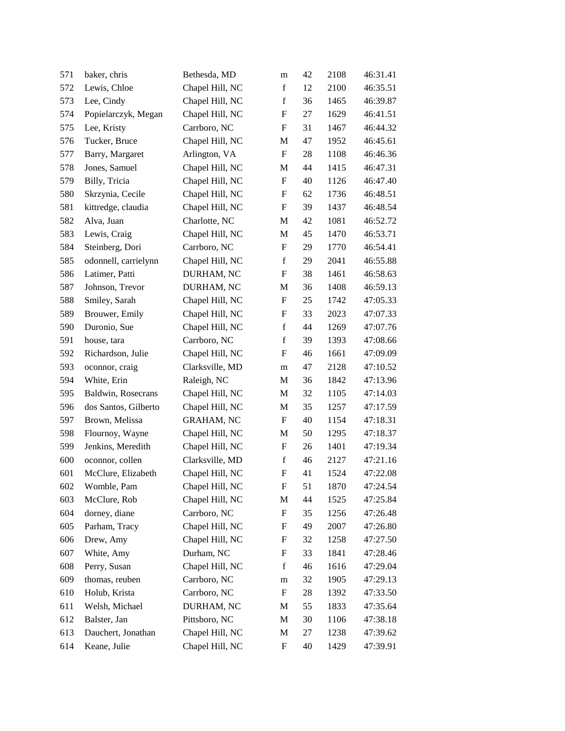| | | | | | | |
|---|---|---|---|---|---|---|
| 571 | baker, chris | Bethesda, MD | m | 42 | 2108 | 46:31.41 |
| 572 | Lewis, Chloe | Chapel Hill, NC | f | 12 | 2100 | 46:35.51 |
| 573 | Lee, Cindy | Chapel Hill, NC | f | 36 | 1465 | 46:39.87 |
| 574 | Popielarczyk, Megan | Chapel Hill, NC | F | 27 | 1629 | 46:41.51 |
| 575 | Lee, Kristy | Carrboro, NC | F | 31 | 1467 | 46:44.32 |
| 576 | Tucker, Bruce | Chapel Hill, NC | M | 47 | 1952 | 46:45.61 |
| 577 | Barry, Margaret | Arlington, VA | F | 28 | 1108 | 46:46.36 |
| 578 | Jones, Samuel | Chapel Hill, NC | M | 44 | 1415 | 46:47.31 |
| 579 | Billy, Tricia | Chapel Hill, NC | F | 40 | 1126 | 46:47.40 |
| 580 | Skrzynia, Cecile | Chapel Hill, NC | F | 62 | 1736 | 46:48.51 |
| 581 | kittredge, claudia | Chapel Hill, NC | F | 39 | 1437 | 46:48.54 |
| 582 | Alva, Juan | Charlotte, NC | M | 42 | 1081 | 46:52.72 |
| 583 | Lewis, Craig | Chapel Hill, NC | M | 45 | 1470 | 46:53.71 |
| 584 | Steinberg, Dori | Carrboro, NC | F | 29 | 1770 | 46:54.41 |
| 585 | odonnell, carrielynn | Chapel Hill, NC | f | 29 | 2041 | 46:55.88 |
| 586 | Latimer, Patti | DURHAM, NC | F | 38 | 1461 | 46:58.63 |
| 587 | Johnson, Trevor | DURHAM, NC | M | 36 | 1408 | 46:59.13 |
| 588 | Smiley, Sarah | Chapel Hill, NC | F | 25 | 1742 | 47:05.33 |
| 589 | Brouwer, Emily | Chapel Hill, NC | F | 33 | 2023 | 47:07.33 |
| 590 | Duronio, Sue | Chapel Hill, NC | f | 44 | 1269 | 47:07.76 |
| 591 | house, tara | Carrboro, NC | f | 39 | 1393 | 47:08.66 |
| 592 | Richardson, Julie | Chapel Hill, NC | F | 46 | 1661 | 47:09.09 |
| 593 | oconnor, craig | Clarksville, MD | m | 47 | 2128 | 47:10.52 |
| 594 | White, Erin | Raleigh, NC | M | 36 | 1842 | 47:13.96 |
| 595 | Baldwin, Rosecrans | Chapel Hill, NC | M | 32 | 1105 | 47:14.03 |
| 596 | dos Santos, Gilberto | Chapel Hill, NC | M | 35 | 1257 | 47:17.59 |
| 597 | Brown, Melissa | GRAHAM, NC | F | 40 | 1154 | 47:18.31 |
| 598 | Flournoy, Wayne | Chapel Hill, NC | M | 50 | 1295 | 47:18.37 |
| 599 | Jenkins, Meredith | Chapel Hill, NC | F | 26 | 1401 | 47:19.34 |
| 600 | oconnor, collen | Clarksville, MD | f | 46 | 2127 | 47:21.16 |
| 601 | McClure, Elizabeth | Chapel Hill, NC | F | 41 | 1524 | 47:22.08 |
| 602 | Womble, Pam | Chapel Hill, NC | F | 51 | 1870 | 47:24.54 |
| 603 | McClure, Rob | Chapel Hill, NC | M | 44 | 1525 | 47:25.84 |
| 604 | dorney, diane | Carrboro, NC | F | 35 | 1256 | 47:26.48 |
| 605 | Parham, Tracy | Chapel Hill, NC | F | 49 | 2007 | 47:26.80 |
| 606 | Drew, Amy | Chapel Hill, NC | F | 32 | 1258 | 47:27.50 |
| 607 | White, Amy | Durham, NC | F | 33 | 1841 | 47:28.46 |
| 608 | Perry, Susan | Chapel Hill, NC | f | 46 | 1616 | 47:29.04 |
| 609 | thomas, reuben | Carrboro, NC | m | 32 | 1905 | 47:29.13 |
| 610 | Holub, Krista | Carrboro, NC | F | 28 | 1392 | 47:33.50 |
| 611 | Welsh, Michael | DURHAM, NC | M | 55 | 1833 | 47:35.64 |
| 612 | Balster, Jan | Pittsboro, NC | M | 30 | 1106 | 47:38.18 |
| 613 | Dauchert, Jonathan | Chapel Hill, NC | M | 27 | 1238 | 47:39.62 |
| 614 | Keane, Julie | Chapel Hill, NC | F | 40 | 1429 | 47:39.91 |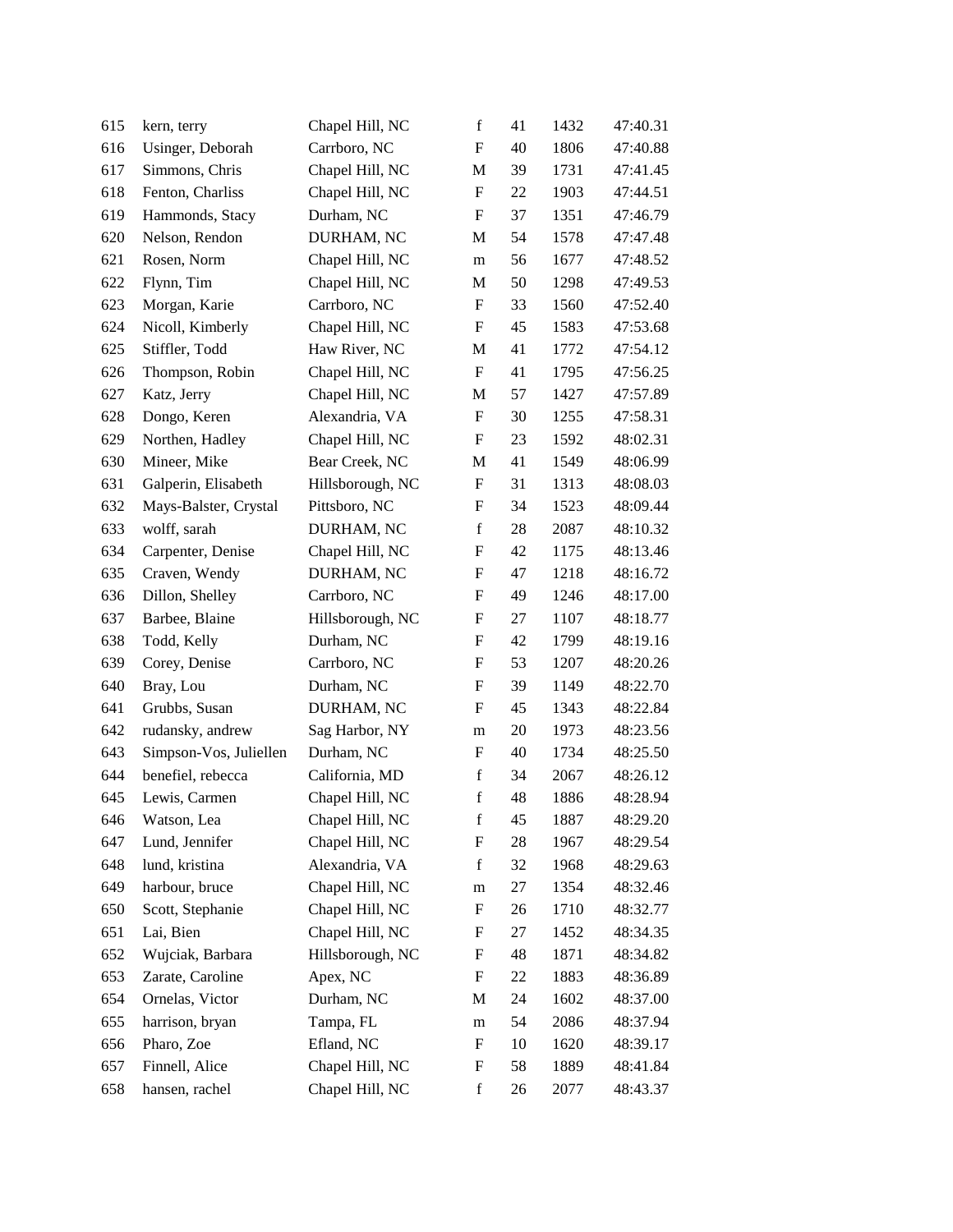| | | | | | | |
|---|---|---|---|---|---|---|
| 615 | kern, terry | Chapel Hill, NC | f | 41 | 1432 | 47:40.31 |
| 616 | Usinger, Deborah | Carrboro, NC | F | 40 | 1806 | 47:40.88 |
| 617 | Simmons, Chris | Chapel Hill, NC | M | 39 | 1731 | 47:41.45 |
| 618 | Fenton, Charliss | Chapel Hill, NC | F | 22 | 1903 | 47:44.51 |
| 619 | Hammonds, Stacy | Durham, NC | F | 37 | 1351 | 47:46.79 |
| 620 | Nelson, Rendon | DURHAM, NC | M | 54 | 1578 | 47:47.48 |
| 621 | Rosen, Norm | Chapel Hill, NC | m | 56 | 1677 | 47:48.52 |
| 622 | Flynn, Tim | Chapel Hill, NC | M | 50 | 1298 | 47:49.53 |
| 623 | Morgan, Karie | Carrboro, NC | F | 33 | 1560 | 47:52.40 |
| 624 | Nicoll, Kimberly | Chapel Hill, NC | F | 45 | 1583 | 47:53.68 |
| 625 | Stiffler, Todd | Haw River, NC | M | 41 | 1772 | 47:54.12 |
| 626 | Thompson, Robin | Chapel Hill, NC | F | 41 | 1795 | 47:56.25 |
| 627 | Katz, Jerry | Chapel Hill, NC | M | 57 | 1427 | 47:57.89 |
| 628 | Dongo, Keren | Alexandria, VA | F | 30 | 1255 | 47:58.31 |
| 629 | Northen, Hadley | Chapel Hill, NC | F | 23 | 1592 | 48:02.31 |
| 630 | Mineer, Mike | Bear Creek, NC | M | 41 | 1549 | 48:06.99 |
| 631 | Galperin, Elisabeth | Hillsborough, NC | F | 31 | 1313 | 48:08.03 |
| 632 | Mays-Balster, Crystal | Pittsboro, NC | F | 34 | 1523 | 48:09.44 |
| 633 | wolff, sarah | DURHAM, NC | f | 28 | 2087 | 48:10.32 |
| 634 | Carpenter, Denise | Chapel Hill, NC | F | 42 | 1175 | 48:13.46 |
| 635 | Craven, Wendy | DURHAM, NC | F | 47 | 1218 | 48:16.72 |
| 636 | Dillon, Shelley | Carrboro, NC | F | 49 | 1246 | 48:17.00 |
| 637 | Barbee, Blaine | Hillsborough, NC | F | 27 | 1107 | 48:18.77 |
| 638 | Todd, Kelly | Durham, NC | F | 42 | 1799 | 48:19.16 |
| 639 | Corey, Denise | Carrboro, NC | F | 53 | 1207 | 48:20.26 |
| 640 | Bray, Lou | Durham, NC | F | 39 | 1149 | 48:22.70 |
| 641 | Grubbs, Susan | DURHAM, NC | F | 45 | 1343 | 48:22.84 |
| 642 | rudansky, andrew | Sag Harbor, NY | m | 20 | 1973 | 48:23.56 |
| 643 | Simpson-Vos, Juliellen | Durham, NC | F | 40 | 1734 | 48:25.50 |
| 644 | benefiel, rebecca | California, MD | f | 34 | 2067 | 48:26.12 |
| 645 | Lewis, Carmen | Chapel Hill, NC | f | 48 | 1886 | 48:28.94 |
| 646 | Watson, Lea | Chapel Hill, NC | f | 45 | 1887 | 48:29.20 |
| 647 | Lund, Jennifer | Chapel Hill, NC | F | 28 | 1967 | 48:29.54 |
| 648 | lund, kristina | Alexandria, VA | f | 32 | 1968 | 48:29.63 |
| 649 | harbour, bruce | Chapel Hill, NC | m | 27 | 1354 | 48:32.46 |
| 650 | Scott, Stephanie | Chapel Hill, NC | F | 26 | 1710 | 48:32.77 |
| 651 | Lai, Bien | Chapel Hill, NC | F | 27 | 1452 | 48:34.35 |
| 652 | Wujciak, Barbara | Hillsborough, NC | F | 48 | 1871 | 48:34.82 |
| 653 | Zarate, Caroline | Apex, NC | F | 22 | 1883 | 48:36.89 |
| 654 | Ornelas, Victor | Durham, NC | M | 24 | 1602 | 48:37.00 |
| 655 | harrison, bryan | Tampa, FL | m | 54 | 2086 | 48:37.94 |
| 656 | Pharo, Zoe | Efland, NC | F | 10 | 1620 | 48:39.17 |
| 657 | Finnell, Alice | Chapel Hill, NC | F | 58 | 1889 | 48:41.84 |
| 658 | hansen, rachel | Chapel Hill, NC | f | 26 | 2077 | 48:43.37 |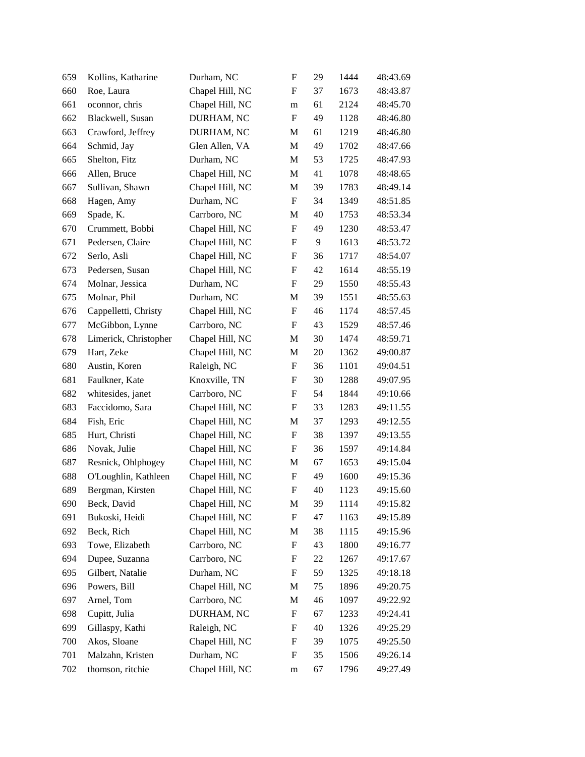| | | | | | | |
|---|---|---|---|---|---|---|
| 659 | Kollins, Katharine | Durham, NC | F | 29 | 1444 | 48:43.69 |
| 660 | Roe, Laura | Chapel Hill, NC | F | 37 | 1673 | 48:43.87 |
| 661 | oconnor, chris | Chapel Hill, NC | m | 61 | 2124 | 48:45.70 |
| 662 | Blackwell, Susan | DURHAM, NC | F | 49 | 1128 | 48:46.80 |
| 663 | Crawford, Jeffrey | DURHAM, NC | M | 61 | 1219 | 48:46.80 |
| 664 | Schmid, Jay | Glen Allen, VA | M | 49 | 1702 | 48:47.66 |
| 665 | Shelton, Fitz | Durham, NC | M | 53 | 1725 | 48:47.93 |
| 666 | Allen, Bruce | Chapel Hill, NC | M | 41 | 1078 | 48:48.65 |
| 667 | Sullivan, Shawn | Chapel Hill, NC | M | 39 | 1783 | 48:49.14 |
| 668 | Hagen, Amy | Durham, NC | F | 34 | 1349 | 48:51.85 |
| 669 | Spade, K. | Carrboro, NC | M | 40 | 1753 | 48:53.34 |
| 670 | Crummett, Bobbi | Chapel Hill, NC | F | 49 | 1230 | 48:53.47 |
| 671 | Pedersen, Claire | Chapel Hill, NC | F | 9 | 1613 | 48:53.72 |
| 672 | Serlo, Asli | Chapel Hill, NC | F | 36 | 1717 | 48:54.07 |
| 673 | Pedersen, Susan | Chapel Hill, NC | F | 42 | 1614 | 48:55.19 |
| 674 | Molnar, Jessica | Durham, NC | F | 29 | 1550 | 48:55.43 |
| 675 | Molnar, Phil | Durham, NC | M | 39 | 1551 | 48:55.63 |
| 676 | Cappelletti, Christy | Chapel Hill, NC | F | 46 | 1174 | 48:57.45 |
| 677 | McGibbon, Lynne | Carrboro, NC | F | 43 | 1529 | 48:57.46 |
| 678 | Limerick, Christopher | Chapel Hill, NC | M | 30 | 1474 | 48:59.71 |
| 679 | Hart, Zeke | Chapel Hill, NC | M | 20 | 1362 | 49:00.87 |
| 680 | Austin, Koren | Raleigh, NC | F | 36 | 1101 | 49:04.51 |
| 681 | Faulkner, Kate | Knoxville, TN | F | 30 | 1288 | 49:07.95 |
| 682 | whitesides, janet | Carrboro, NC | F | 54 | 1844 | 49:10.66 |
| 683 | Faccidomo, Sara | Chapel Hill, NC | F | 33 | 1283 | 49:11.55 |
| 684 | Fish, Eric | Chapel Hill, NC | M | 37 | 1293 | 49:12.55 |
| 685 | Hurt, Christi | Chapel Hill, NC | F | 38 | 1397 | 49:13.55 |
| 686 | Novak, Julie | Chapel Hill, NC | F | 36 | 1597 | 49:14.84 |
| 687 | Resnick, Ohlphogey | Chapel Hill, NC | M | 67 | 1653 | 49:15.04 |
| 688 | O'Loughlin, Kathleen | Chapel Hill, NC | F | 49 | 1600 | 49:15.36 |
| 689 | Bergman, Kirsten | Chapel Hill, NC | F | 40 | 1123 | 49:15.60 |
| 690 | Beck, David | Chapel Hill, NC | M | 39 | 1114 | 49:15.82 |
| 691 | Bukoski, Heidi | Chapel Hill, NC | F | 47 | 1163 | 49:15.89 |
| 692 | Beck, Rich | Chapel Hill, NC | M | 38 | 1115 | 49:15.96 |
| 693 | Towe, Elizabeth | Carrboro, NC | F | 43 | 1800 | 49:16.77 |
| 694 | Dupee, Suzanna | Carrboro, NC | F | 22 | 1267 | 49:17.67 |
| 695 | Gilbert, Natalie | Durham, NC | F | 59 | 1325 | 49:18.18 |
| 696 | Powers, Bill | Chapel Hill, NC | M | 75 | 1896 | 49:20.75 |
| 697 | Arnel, Tom | Carrboro, NC | M | 46 | 1097 | 49:22.92 |
| 698 | Cupitt, Julia | DURHAM, NC | F | 67 | 1233 | 49:24.41 |
| 699 | Gillaspy, Kathi | Raleigh, NC | F | 40 | 1326 | 49:25.29 |
| 700 | Akos, Sloane | Chapel Hill, NC | F | 39 | 1075 | 49:25.50 |
| 701 | Malzahn, Kristen | Durham, NC | F | 35 | 1506 | 49:26.14 |
| 702 | thomson, ritchie | Chapel Hill, NC | m | 67 | 1796 | 49:27.49 |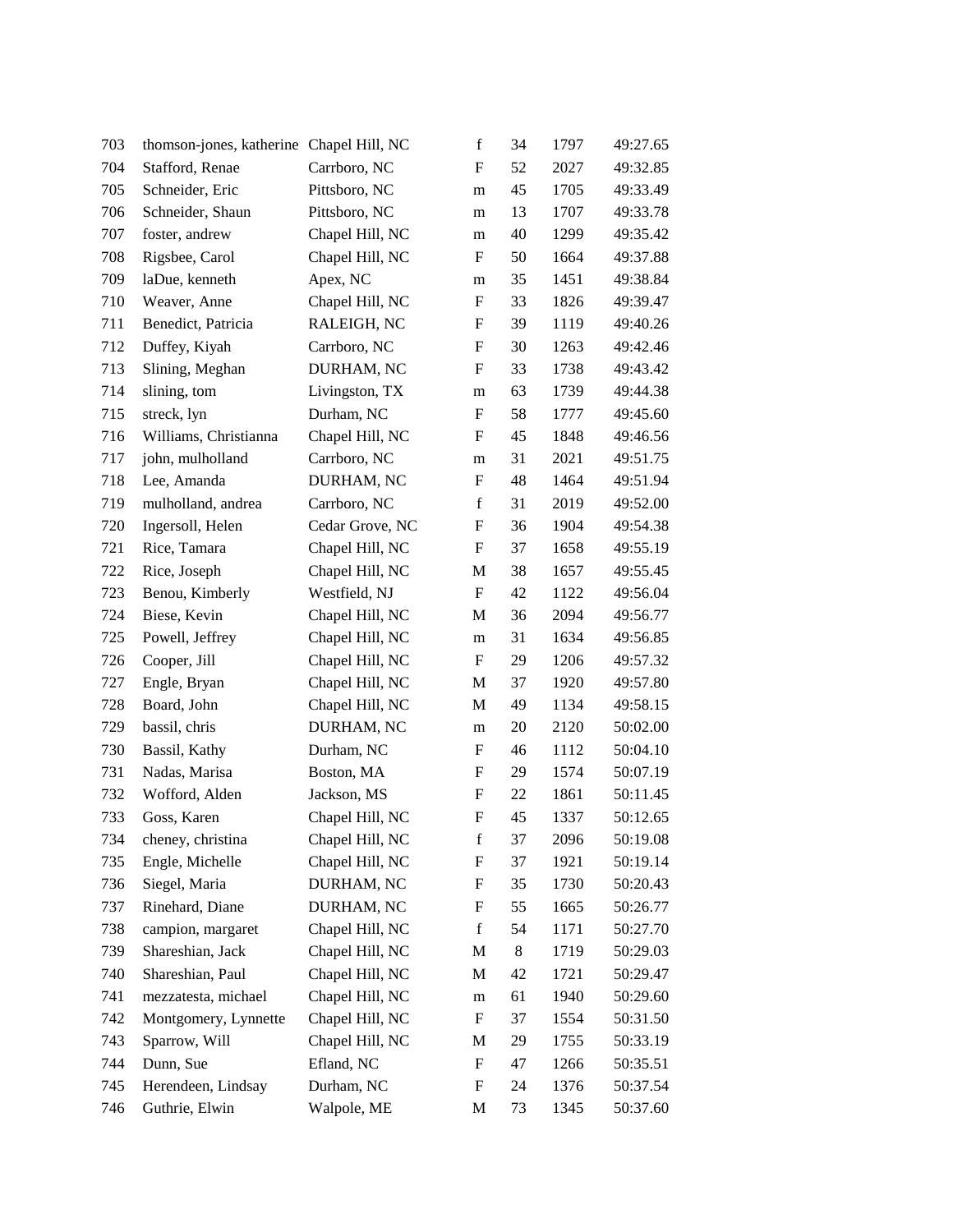| | | | | | | |
|---|---|---|---|---|---|---|
| 703 | thomson-jones, katherine | Chapel Hill, NC | f | 34 | 1797 | 49:27.65 |
| 704 | Stafford, Renae | Carrboro, NC | F | 52 | 2027 | 49:32.85 |
| 705 | Schneider, Eric | Pittsboro, NC | m | 45 | 1705 | 49:33.49 |
| 706 | Schneider, Shaun | Pittsboro, NC | m | 13 | 1707 | 49:33.78 |
| 707 | foster, andrew | Chapel Hill, NC | m | 40 | 1299 | 49:35.42 |
| 708 | Rigsbee, Carol | Chapel Hill, NC | F | 50 | 1664 | 49:37.88 |
| 709 | laDue, kenneth | Apex, NC | m | 35 | 1451 | 49:38.84 |
| 710 | Weaver, Anne | Chapel Hill, NC | F | 33 | 1826 | 49:39.47 |
| 711 | Benedict, Patricia | RALEIGH, NC | F | 39 | 1119 | 49:40.26 |
| 712 | Duffey, Kiyah | Carrboro, NC | F | 30 | 1263 | 49:42.46 |
| 713 | Slining, Meghan | DURHAM, NC | F | 33 | 1738 | 49:43.42 |
| 714 | slining, tom | Livingston, TX | m | 63 | 1739 | 49:44.38 |
| 715 | streck, lyn | Durham, NC | F | 58 | 1777 | 49:45.60 |
| 716 | Williams, Christianna | Chapel Hill, NC | F | 45 | 1848 | 49:46.56 |
| 717 | john, mulholland | Carrboro, NC | m | 31 | 2021 | 49:51.75 |
| 718 | Lee, Amanda | DURHAM, NC | F | 48 | 1464 | 49:51.94 |
| 719 | mulholland, andrea | Carrboro, NC | f | 31 | 2019 | 49:52.00 |
| 720 | Ingersoll, Helen | Cedar Grove, NC | F | 36 | 1904 | 49:54.38 |
| 721 | Rice, Tamara | Chapel Hill, NC | F | 37 | 1658 | 49:55.19 |
| 722 | Rice, Joseph | Chapel Hill, NC | M | 38 | 1657 | 49:55.45 |
| 723 | Benou, Kimberly | Westfield, NJ | F | 42 | 1122 | 49:56.04 |
| 724 | Biese, Kevin | Chapel Hill, NC | M | 36 | 2094 | 49:56.77 |
| 725 | Powell, Jeffrey | Chapel Hill, NC | m | 31 | 1634 | 49:56.85 |
| 726 | Cooper, Jill | Chapel Hill, NC | F | 29 | 1206 | 49:57.32 |
| 727 | Engle, Bryan | Chapel Hill, NC | M | 37 | 1920 | 49:57.80 |
| 728 | Board, John | Chapel Hill, NC | M | 49 | 1134 | 49:58.15 |
| 729 | bassil, chris | DURHAM, NC | m | 20 | 2120 | 50:02.00 |
| 730 | Bassil, Kathy | Durham, NC | F | 46 | 1112 | 50:04.10 |
| 731 | Nadas, Marisa | Boston, MA | F | 29 | 1574 | 50:07.19 |
| 732 | Wofford, Alden | Jackson, MS | F | 22 | 1861 | 50:11.45 |
| 733 | Goss, Karen | Chapel Hill, NC | F | 45 | 1337 | 50:12.65 |
| 734 | cheney, christina | Chapel Hill, NC | f | 37 | 2096 | 50:19.08 |
| 735 | Engle, Michelle | Chapel Hill, NC | F | 37 | 1921 | 50:19.14 |
| 736 | Siegel, Maria | DURHAM, NC | F | 35 | 1730 | 50:20.43 |
| 737 | Rinehard, Diane | DURHAM, NC | F | 55 | 1665 | 50:26.77 |
| 738 | campion, margaret | Chapel Hill, NC | f | 54 | 1171 | 50:27.70 |
| 739 | Shareshian, Jack | Chapel Hill, NC | M | 8 | 1719 | 50:29.03 |
| 740 | Shareshian, Paul | Chapel Hill, NC | M | 42 | 1721 | 50:29.47 |
| 741 | mezzatesta, michael | Chapel Hill, NC | m | 61 | 1940 | 50:29.60 |
| 742 | Montgomery, Lynnette | Chapel Hill, NC | F | 37 | 1554 | 50:31.50 |
| 743 | Sparrow, Will | Chapel Hill, NC | M | 29 | 1755 | 50:33.19 |
| 744 | Dunn, Sue | Efland, NC | F | 47 | 1266 | 50:35.51 |
| 745 | Herendeen, Lindsay | Durham, NC | F | 24 | 1376 | 50:37.54 |
| 746 | Guthrie, Elwin | Walpole, ME | M | 73 | 1345 | 50:37.60 |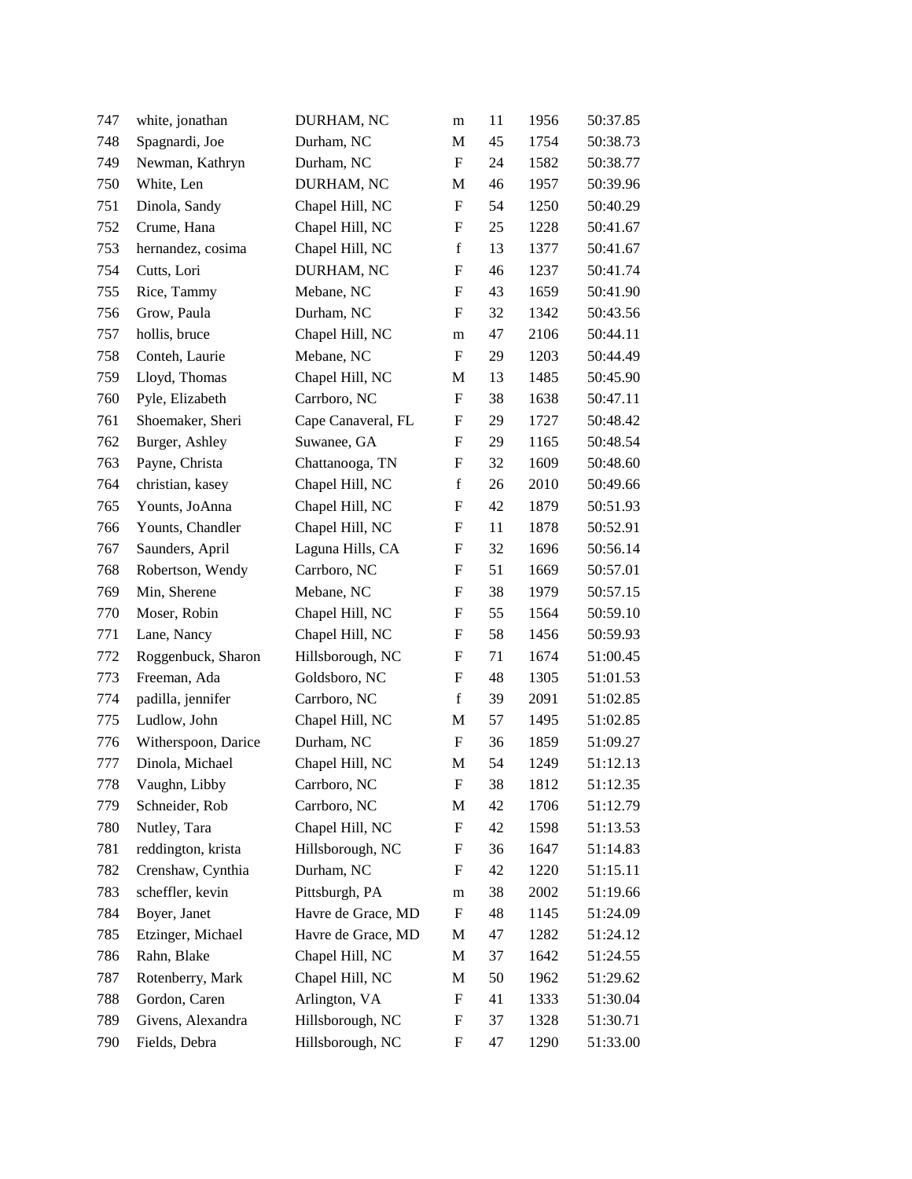| | | | | | | |
|---|---|---|---|---|---|---|
| 747 | white, jonathan | DURHAM, NC | m | 11 | 1956 | 50:37.85 |
| 748 | Spagnardi, Joe | Durham, NC | M | 45 | 1754 | 50:38.73 |
| 749 | Newman, Kathryn | Durham, NC | F | 24 | 1582 | 50:38.77 |
| 750 | White, Len | DURHAM, NC | M | 46 | 1957 | 50:39.96 |
| 751 | Dinola, Sandy | Chapel Hill, NC | F | 54 | 1250 | 50:40.29 |
| 752 | Crume, Hana | Chapel Hill, NC | F | 25 | 1228 | 50:41.67 |
| 753 | hernandez, cosima | Chapel Hill, NC | f | 13 | 1377 | 50:41.67 |
| 754 | Cutts, Lori | DURHAM, NC | F | 46 | 1237 | 50:41.74 |
| 755 | Rice, Tammy | Mebane, NC | F | 43 | 1659 | 50:41.90 |
| 756 | Grow, Paula | Durham, NC | F | 32 | 1342 | 50:43.56 |
| 757 | hollis, bruce | Chapel Hill, NC | m | 47 | 2106 | 50:44.11 |
| 758 | Conteh, Laurie | Mebane, NC | F | 29 | 1203 | 50:44.49 |
| 759 | Lloyd, Thomas | Chapel Hill, NC | M | 13 | 1485 | 50:45.90 |
| 760 | Pyle, Elizabeth | Carrboro, NC | F | 38 | 1638 | 50:47.11 |
| 761 | Shoemaker, Sheri | Cape Canaveral, FL | F | 29 | 1727 | 50:48.42 |
| 762 | Burger, Ashley | Suwanee, GA | F | 29 | 1165 | 50:48.54 |
| 763 | Payne, Christa | Chattanooga, TN | F | 32 | 1609 | 50:48.60 |
| 764 | christian, kasey | Chapel Hill, NC | f | 26 | 2010 | 50:49.66 |
| 765 | Younts, JoAnna | Chapel Hill, NC | F | 42 | 1879 | 50:51.93 |
| 766 | Younts, Chandler | Chapel Hill, NC | F | 11 | 1878 | 50:52.91 |
| 767 | Saunders, April | Laguna Hills, CA | F | 32 | 1696 | 50:56.14 |
| 768 | Robertson, Wendy | Carrboro, NC | F | 51 | 1669 | 50:57.01 |
| 769 | Min, Sherene | Mebane, NC | F | 38 | 1979 | 50:57.15 |
| 770 | Moser, Robin | Chapel Hill, NC | F | 55 | 1564 | 50:59.10 |
| 771 | Lane, Nancy | Chapel Hill, NC | F | 58 | 1456 | 50:59.93 |
| 772 | Roggenbuck, Sharon | Hillsborough, NC | F | 71 | 1674 | 51:00.45 |
| 773 | Freeman, Ada | Goldsboro, NC | F | 48 | 1305 | 51:01.53 |
| 774 | padilla, jennifer | Carrboro, NC | f | 39 | 2091 | 51:02.85 |
| 775 | Ludlow, John | Chapel Hill, NC | M | 57 | 1495 | 51:02.85 |
| 776 | Witherspoon, Darice | Durham, NC | F | 36 | 1859 | 51:09.27 |
| 777 | Dinola, Michael | Chapel Hill, NC | M | 54 | 1249 | 51:12.13 |
| 778 | Vaughn, Libby | Carrboro, NC | F | 38 | 1812 | 51:12.35 |
| 779 | Schneider, Rob | Carrboro, NC | M | 42 | 1706 | 51:12.79 |
| 780 | Nutley, Tara | Chapel Hill, NC | F | 42 | 1598 | 51:13.53 |
| 781 | reddington, krista | Hillsborough, NC | F | 36 | 1647 | 51:14.83 |
| 782 | Crenshaw, Cynthia | Durham, NC | F | 42 | 1220 | 51:15.11 |
| 783 | scheffler, kevin | Pittsburgh, PA | m | 38 | 2002 | 51:19.66 |
| 784 | Boyer, Janet | Havre de Grace, MD | F | 48 | 1145 | 51:24.09 |
| 785 | Etzinger, Michael | Havre de Grace, MD | M | 47 | 1282 | 51:24.12 |
| 786 | Rahn, Blake | Chapel Hill, NC | M | 37 | 1642 | 51:24.55 |
| 787 | Rotenberry, Mark | Chapel Hill, NC | M | 50 | 1962 | 51:29.62 |
| 788 | Gordon, Caren | Arlington, VA | F | 41 | 1333 | 51:30.04 |
| 789 | Givens, Alexandra | Hillsborough, NC | F | 37 | 1328 | 51:30.71 |
| 790 | Fields, Debra | Hillsborough, NC | F | 47 | 1290 | 51:33.00 |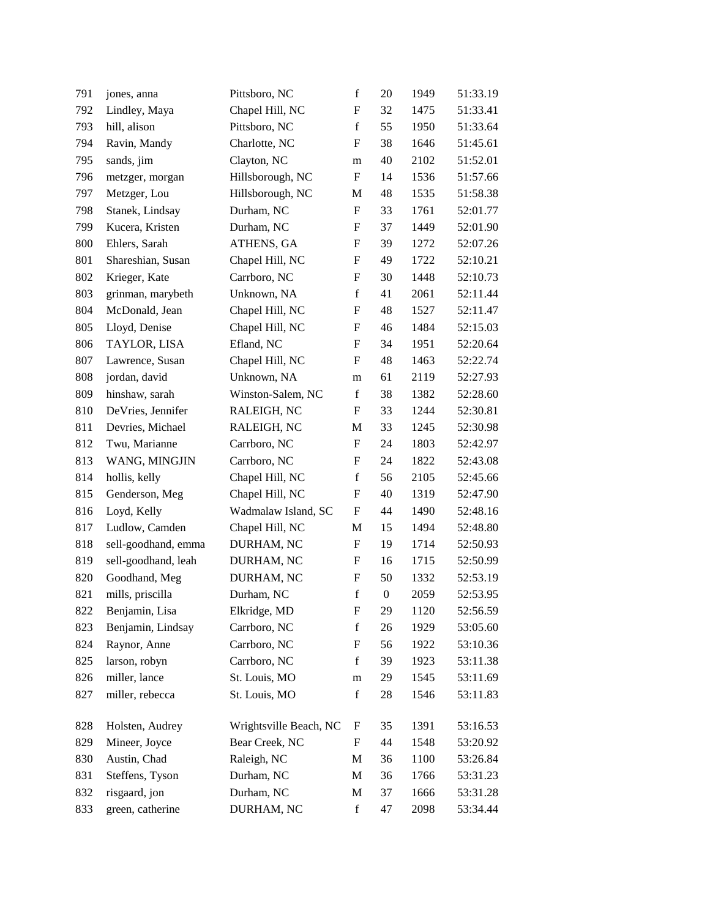| | | | | | | |
|---|---|---|---|---|---|---|
| 791 | jones, anna | Pittsboro, NC | f | 20 | 1949 | 51:33.19 |
| 792 | Lindley, Maya | Chapel Hill, NC | F | 32 | 1475 | 51:33.41 |
| 793 | hill, alison | Pittsboro, NC | f | 55 | 1950 | 51:33.64 |
| 794 | Ravin, Mandy | Charlotte, NC | F | 38 | 1646 | 51:45.61 |
| 795 | sands, jim | Clayton, NC | m | 40 | 2102 | 51:52.01 |
| 796 | metzger, morgan | Hillsborough, NC | F | 14 | 1536 | 51:57.66 |
| 797 | Metzger, Lou | Hillsborough, NC | M | 48 | 1535 | 51:58.38 |
| 798 | Stanek, Lindsay | Durham, NC | F | 33 | 1761 | 52:01.77 |
| 799 | Kucera, Kristen | Durham, NC | F | 37 | 1449 | 52:01.90 |
| 800 | Ehlers, Sarah | ATHENS, GA | F | 39 | 1272 | 52:07.26 |
| 801 | Shareshian, Susan | Chapel Hill, NC | F | 49 | 1722 | 52:10.21 |
| 802 | Krieger, Kate | Carrboro, NC | F | 30 | 1448 | 52:10.73 |
| 803 | grinman, marybeth | Unknown, NA | f | 41 | 2061 | 52:11.44 |
| 804 | McDonald, Jean | Chapel Hill, NC | F | 48 | 1527 | 52:11.47 |
| 805 | Lloyd, Denise | Chapel Hill, NC | F | 46 | 1484 | 52:15.03 |
| 806 | TAYLOR, LISA | Efland, NC | F | 34 | 1951 | 52:20.64 |
| 807 | Lawrence, Susan | Chapel Hill, NC | F | 48 | 1463 | 52:22.74 |
| 808 | jordan, david | Unknown, NA | m | 61 | 2119 | 52:27.93 |
| 809 | hinshaw, sarah | Winston-Salem, NC | f | 38 | 1382 | 52:28.60 |
| 810 | DeVries, Jennifer | RALEIGH, NC | F | 33 | 1244 | 52:30.81 |
| 811 | Devries, Michael | RALEIGH, NC | M | 33 | 1245 | 52:30.98 |
| 812 | Twu, Marianne | Carrboro, NC | F | 24 | 1803 | 52:42.97 |
| 813 | WANG, MINGJIN | Carrboro, NC | F | 24 | 1822 | 52:43.08 |
| 814 | hollis, kelly | Chapel Hill, NC | f | 56 | 2105 | 52:45.66 |
| 815 | Genderson, Meg | Chapel Hill, NC | F | 40 | 1319 | 52:47.90 |
| 816 | Loyd, Kelly | Wadmalaw Island, SC | F | 44 | 1490 | 52:48.16 |
| 817 | Ludlow, Camden | Chapel Hill, NC | M | 15 | 1494 | 52:48.80 |
| 818 | sell-goodhand, emma | DURHAM, NC | F | 19 | 1714 | 52:50.93 |
| 819 | sell-goodhand, leah | DURHAM, NC | F | 16 | 1715 | 52:50.99 |
| 820 | Goodhand, Meg | DURHAM, NC | F | 50 | 1332 | 52:53.19 |
| 821 | mills, priscilla | Durham, NC | f | 0 | 2059 | 52:53.95 |
| 822 | Benjamin, Lisa | Elkridge, MD | F | 29 | 1120 | 52:56.59 |
| 823 | Benjamin, Lindsay | Carrboro, NC | f | 26 | 1929 | 53:05.60 |
| 824 | Raynor, Anne | Carrboro, NC | F | 56 | 1922 | 53:10.36 |
| 825 | larson, robyn | Carrboro, NC | f | 39 | 1923 | 53:11.38 |
| 826 | miller, lance | St. Louis, MO | m | 29 | 1545 | 53:11.69 |
| 827 | miller, rebecca | St. Louis, MO | f | 28 | 1546 | 53:11.83 |
| 828 | Holsten, Audrey | Wrightsville Beach, NC | F | 35 | 1391 | 53:16.53 |
| 829 | Mineer, Joyce | Bear Creek, NC | F | 44 | 1548 | 53:20.92 |
| 830 | Austin, Chad | Raleigh, NC | M | 36 | 1100 | 53:26.84 |
| 831 | Steffens, Tyson | Durham, NC | M | 36 | 1766 | 53:31.23 |
| 832 | risgaard, jon | Durham, NC | M | 37 | 1666 | 53:31.28 |
| 833 | green, catherine | DURHAM, NC | f | 47 | 2098 | 53:34.44 |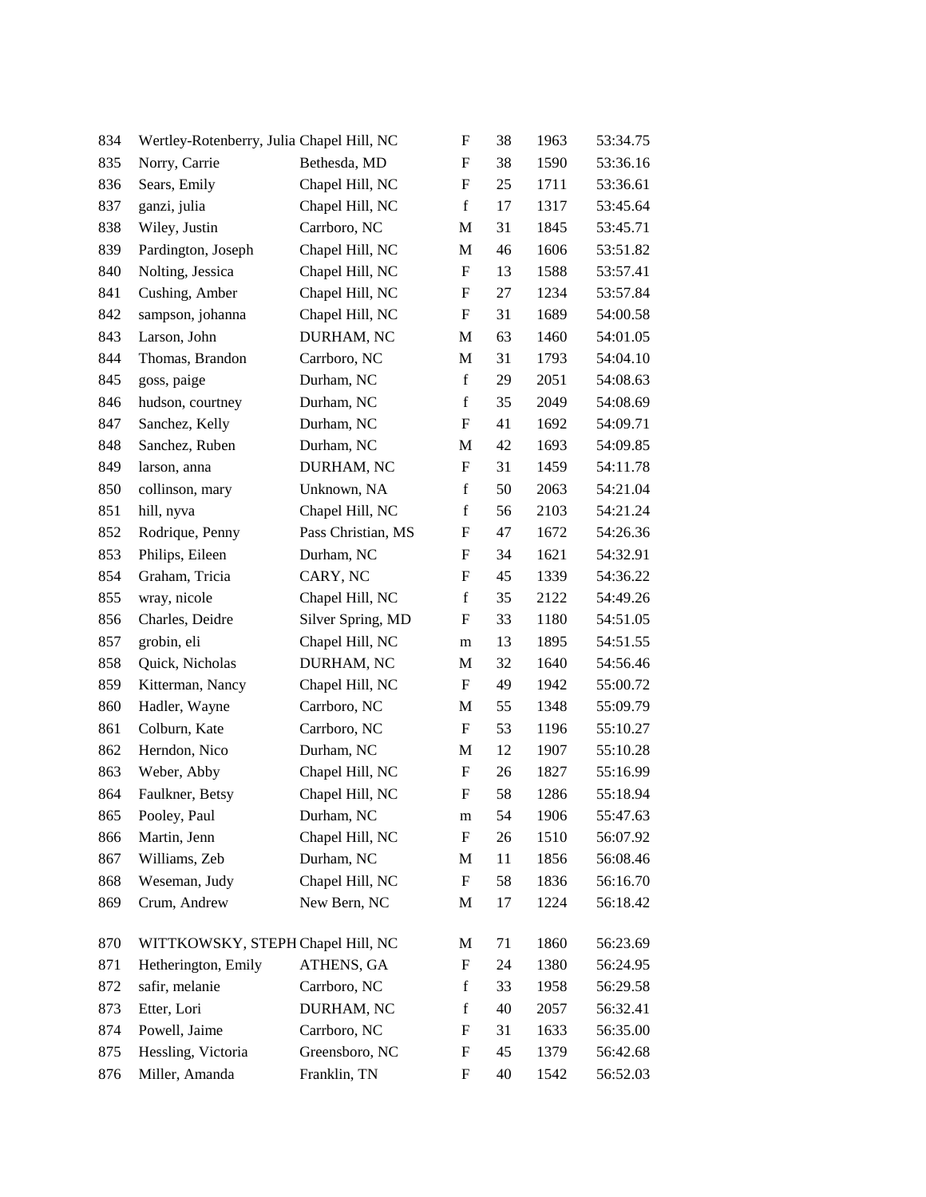| | | | | | | |
|---|---|---|---|---|---|---|
| 834 | Wertley-Rotenberry, Julia | Chapel Hill, NC | F | 38 | 1963 | 53:34.75 |
| 835 | Norry, Carrie | Bethesda, MD | F | 38 | 1590 | 53:36.16 |
| 836 | Sears, Emily | Chapel Hill, NC | F | 25 | 1711 | 53:36.61 |
| 837 | ganzi, julia | Chapel Hill, NC | f | 17 | 1317 | 53:45.64 |
| 838 | Wiley, Justin | Carrboro, NC | M | 31 | 1845 | 53:45.71 |
| 839 | Pardington, Joseph | Chapel Hill, NC | M | 46 | 1606 | 53:51.82 |
| 840 | Nolting, Jessica | Chapel Hill, NC | F | 13 | 1588 | 53:57.41 |
| 841 | Cushing, Amber | Chapel Hill, NC | F | 27 | 1234 | 53:57.84 |
| 842 | sampson, johanna | Chapel Hill, NC | F | 31 | 1689 | 54:00.58 |
| 843 | Larson, John | DURHAM, NC | M | 63 | 1460 | 54:01.05 |
| 844 | Thomas, Brandon | Carrboro, NC | M | 31 | 1793 | 54:04.10 |
| 845 | goss, paige | Durham, NC | f | 29 | 2051 | 54:08.63 |
| 846 | hudson, courtney | Durham, NC | f | 35 | 2049 | 54:08.69 |
| 847 | Sanchez, Kelly | Durham, NC | F | 41 | 1692 | 54:09.71 |
| 848 | Sanchez, Ruben | Durham, NC | M | 42 | 1693 | 54:09.85 |
| 849 | larson, anna | DURHAM, NC | F | 31 | 1459 | 54:11.78 |
| 850 | collinson, mary | Unknown, NA | f | 50 | 2063 | 54:21.04 |
| 851 | hill, nyva | Chapel Hill, NC | f | 56 | 2103 | 54:21.24 |
| 852 | Rodrique, Penny | Pass Christian, MS | F | 47 | 1672 | 54:26.36 |
| 853 | Philips, Eileen | Durham, NC | F | 34 | 1621 | 54:32.91 |
| 854 | Graham, Tricia | CARY, NC | F | 45 | 1339 | 54:36.22 |
| 855 | wray, nicole | Chapel Hill, NC | f | 35 | 2122 | 54:49.26 |
| 856 | Charles, Deidre | Silver Spring, MD | F | 33 | 1180 | 54:51.05 |
| 857 | grobin, eli | Chapel Hill, NC | m | 13 | 1895 | 54:51.55 |
| 858 | Quick, Nicholas | DURHAM, NC | M | 32 | 1640 | 54:56.46 |
| 859 | Kitterman, Nancy | Chapel Hill, NC | F | 49 | 1942 | 55:00.72 |
| 860 | Hadler, Wayne | Carrboro, NC | M | 55 | 1348 | 55:09.79 |
| 861 | Colburn, Kate | Carrboro, NC | F | 53 | 1196 | 55:10.27 |
| 862 | Herndon, Nico | Durham, NC | M | 12 | 1907 | 55:10.28 |
| 863 | Weber, Abby | Chapel Hill, NC | F | 26 | 1827 | 55:16.99 |
| 864 | Faulkner, Betsy | Chapel Hill, NC | F | 58 | 1286 | 55:18.94 |
| 865 | Pooley, Paul | Durham, NC | m | 54 | 1906 | 55:47.63 |
| 866 | Martin, Jenn | Chapel Hill, NC | F | 26 | 1510 | 56:07.92 |
| 867 | Williams, Zeb | Durham, NC | M | 11 | 1856 | 56:08.46 |
| 868 | Weseman, Judy | Chapel Hill, NC | F | 58 | 1836 | 56:16.70 |
| 869 | Crum, Andrew | New Bern, NC | M | 17 | 1224 | 56:18.42 |
| 870 | WITTKOWSKY, STEPH | Chapel Hill, NC | M | 71 | 1860 | 56:23.69 |
| 871 | Hetherington, Emily | ATHENS, GA | F | 24 | 1380 | 56:24.95 |
| 872 | safir, melanie | Carrboro, NC | f | 33 | 1958 | 56:29.58 |
| 873 | Etter, Lori | DURHAM, NC | f | 40 | 2057 | 56:32.41 |
| 874 | Powell, Jaime | Carrboro, NC | F | 31 | 1633 | 56:35.00 |
| 875 | Hessling, Victoria | Greensboro, NC | F | 45 | 1379 | 56:42.68 |
| 876 | Miller, Amanda | Franklin, TN | F | 40 | 1542 | 56:52.03 |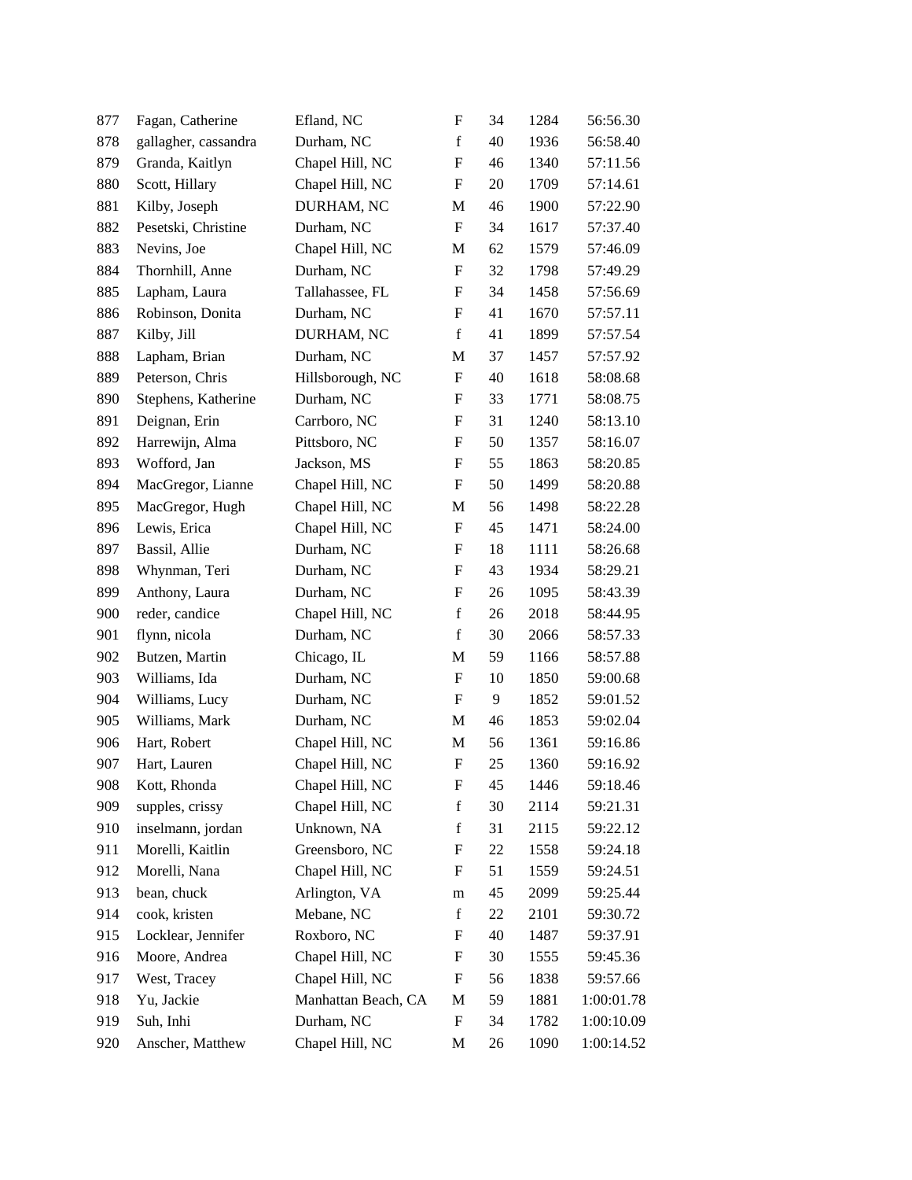| | | | | | | |
|---|---|---|---|---|---|---|
| 877 | Fagan, Catherine | Efland, NC | F | 34 | 1284 | 56:56.30 |
| 878 | gallagher, cassandra | Durham, NC | f | 40 | 1936 | 56:58.40 |
| 879 | Granda, Kaitlyn | Chapel Hill, NC | F | 46 | 1340 | 57:11.56 |
| 880 | Scott, Hillary | Chapel Hill, NC | F | 20 | 1709 | 57:14.61 |
| 881 | Kilby, Joseph | DURHAM, NC | M | 46 | 1900 | 57:22.90 |
| 882 | Pesetski, Christine | Durham, NC | F | 34 | 1617 | 57:37.40 |
| 883 | Nevins, Joe | Chapel Hill, NC | M | 62 | 1579 | 57:46.09 |
| 884 | Thornhill, Anne | Durham, NC | F | 32 | 1798 | 57:49.29 |
| 885 | Lapham, Laura | Tallahassee, FL | F | 34 | 1458 | 57:56.69 |
| 886 | Robinson, Donita | Durham, NC | F | 41 | 1670 | 57:57.11 |
| 887 | Kilby, Jill | DURHAM, NC | f | 41 | 1899 | 57:57.54 |
| 888 | Lapham, Brian | Durham, NC | M | 37 | 1457 | 57:57.92 |
| 889 | Peterson, Chris | Hillsborough, NC | F | 40 | 1618 | 58:08.68 |
| 890 | Stephens, Katherine | Durham, NC | F | 33 | 1771 | 58:08.75 |
| 891 | Deignan, Erin | Carrboro, NC | F | 31 | 1240 | 58:13.10 |
| 892 | Harrewijn, Alma | Pittsboro, NC | F | 50 | 1357 | 58:16.07 |
| 893 | Wofford, Jan | Jackson, MS | F | 55 | 1863 | 58:20.85 |
| 894 | MacGregor, Lianne | Chapel Hill, NC | F | 50 | 1499 | 58:20.88 |
| 895 | MacGregor, Hugh | Chapel Hill, NC | M | 56 | 1498 | 58:22.28 |
| 896 | Lewis, Erica | Chapel Hill, NC | F | 45 | 1471 | 58:24.00 |
| 897 | Bassil, Allie | Durham, NC | F | 18 | 1111 | 58:26.68 |
| 898 | Whynman, Teri | Durham, NC | F | 43 | 1934 | 58:29.21 |
| 899 | Anthony, Laura | Durham, NC | F | 26 | 1095 | 58:43.39 |
| 900 | reder, candice | Chapel Hill, NC | f | 26 | 2018 | 58:44.95 |
| 901 | flynn, nicola | Durham, NC | f | 30 | 2066 | 58:57.33 |
| 902 | Butzen, Martin | Chicago, IL | M | 59 | 1166 | 58:57.88 |
| 903 | Williams, Ida | Durham, NC | F | 10 | 1850 | 59:00.68 |
| 904 | Williams, Lucy | Durham, NC | F | 9 | 1852 | 59:01.52 |
| 905 | Williams, Mark | Durham, NC | M | 46 | 1853 | 59:02.04 |
| 906 | Hart, Robert | Chapel Hill, NC | M | 56 | 1361 | 59:16.86 |
| 907 | Hart, Lauren | Chapel Hill, NC | F | 25 | 1360 | 59:16.92 |
| 908 | Kott, Rhonda | Chapel Hill, NC | F | 45 | 1446 | 59:18.46 |
| 909 | supples, crissy | Chapel Hill, NC | f | 30 | 2114 | 59:21.31 |
| 910 | inselmann, jordan | Unknown, NA | f | 31 | 2115 | 59:22.12 |
| 911 | Morelli, Kaitlin | Greensboro, NC | F | 22 | 1558 | 59:24.18 |
| 912 | Morelli, Nana | Chapel Hill, NC | F | 51 | 1559 | 59:24.51 |
| 913 | bean, chuck | Arlington, VA | m | 45 | 2099 | 59:25.44 |
| 914 | cook, kristen | Mebane, NC | f | 22 | 2101 | 59:30.72 |
| 915 | Locklear, Jennifer | Roxboro, NC | F | 40 | 1487 | 59:37.91 |
| 916 | Moore, Andrea | Chapel Hill, NC | F | 30 | 1555 | 59:45.36 |
| 917 | West, Tracey | Chapel Hill, NC | F | 56 | 1838 | 59:57.66 |
| 918 | Yu, Jackie | Manhattan Beach, CA | M | 59 | 1881 | 1:00:01.78 |
| 919 | Suh, Inhi | Durham, NC | F | 34 | 1782 | 1:00:10.09 |
| 920 | Anscher, Matthew | Chapel Hill, NC | M | 26 | 1090 | 1:00:14.52 |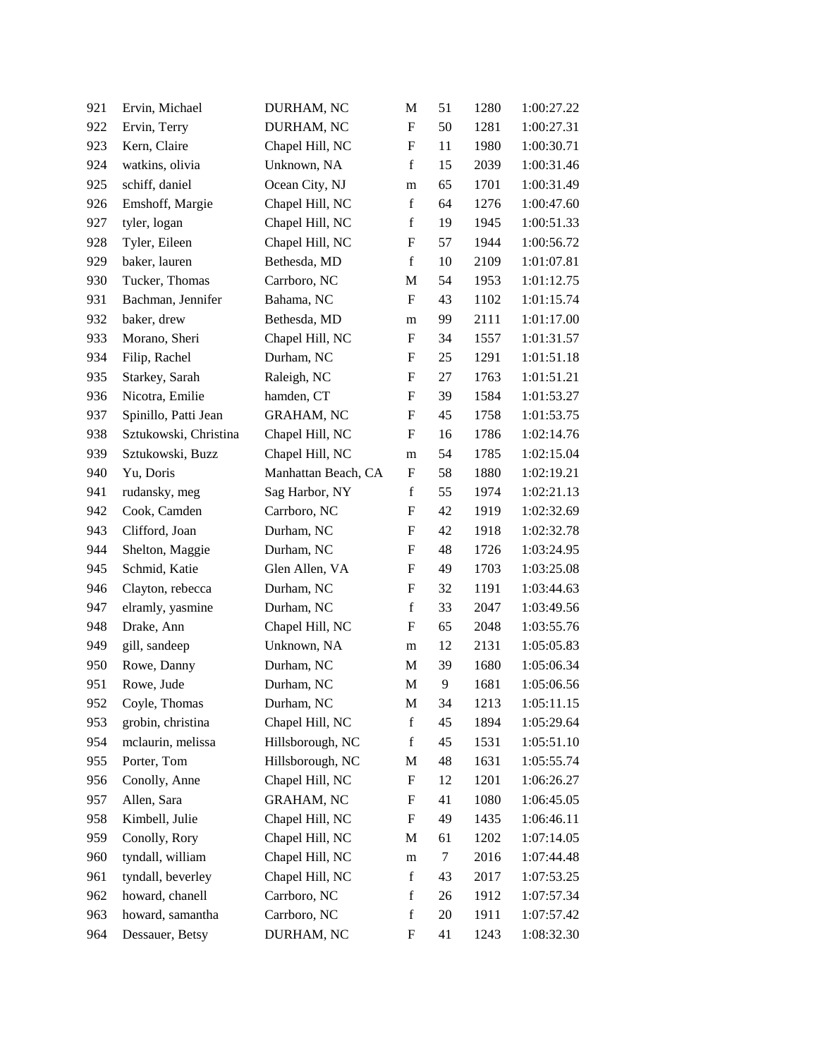| | | | | | | |
|---|---|---|---|---|---|---|
| 921 | Ervin, Michael | DURHAM, NC | M | 51 | 1280 | 1:00:27.22 |
| 922 | Ervin, Terry | DURHAM, NC | F | 50 | 1281 | 1:00:27.31 |
| 923 | Kern, Claire | Chapel Hill, NC | F | 11 | 1980 | 1:00:30.71 |
| 924 | watkins, olivia | Unknown, NA | f | 15 | 2039 | 1:00:31.46 |
| 925 | schiff, daniel | Ocean City, NJ | m | 65 | 1701 | 1:00:31.49 |
| 926 | Emshoff, Margie | Chapel Hill, NC | f | 64 | 1276 | 1:00:47.60 |
| 927 | tyler, logan | Chapel Hill, NC | f | 19 | 1945 | 1:00:51.33 |
| 928 | Tyler, Eileen | Chapel Hill, NC | F | 57 | 1944 | 1:00:56.72 |
| 929 | baker, lauren | Bethesda, MD | f | 10 | 2109 | 1:01:07.81 |
| 930 | Tucker, Thomas | Carrboro, NC | M | 54 | 1953 | 1:01:12.75 |
| 931 | Bachman, Jennifer | Bahama, NC | F | 43 | 1102 | 1:01:15.74 |
| 932 | baker, drew | Bethesda, MD | m | 99 | 2111 | 1:01:17.00 |
| 933 | Morano, Sheri | Chapel Hill, NC | F | 34 | 1557 | 1:01:31.57 |
| 934 | Filip, Rachel | Durham, NC | F | 25 | 1291 | 1:01:51.18 |
| 935 | Starkey, Sarah | Raleigh, NC | F | 27 | 1763 | 1:01:51.21 |
| 936 | Nicotra, Emilie | hamden, CT | F | 39 | 1584 | 1:01:53.27 |
| 937 | Spinillo, Patti Jean | GRAHAM, NC | F | 45 | 1758 | 1:01:53.75 |
| 938 | Sztukowski, Christina | Chapel Hill, NC | F | 16 | 1786 | 1:02:14.76 |
| 939 | Sztukowski, Buzz | Chapel Hill, NC | m | 54 | 1785 | 1:02:15.04 |
| 940 | Yu, Doris | Manhattan Beach, CA | F | 58 | 1880 | 1:02:19.21 |
| 941 | rudansky, meg | Sag Harbor, NY | f | 55 | 1974 | 1:02:21.13 |
| 942 | Cook, Camden | Carrboro, NC | F | 42 | 1919 | 1:02:32.69 |
| 943 | Clifford, Joan | Durham, NC | F | 42 | 1918 | 1:02:32.78 |
| 944 | Shelton, Maggie | Durham, NC | F | 48 | 1726 | 1:03:24.95 |
| 945 | Schmid, Katie | Glen Allen, VA | F | 49 | 1703 | 1:03:25.08 |
| 946 | Clayton, rebecca | Durham, NC | F | 32 | 1191 | 1:03:44.63 |
| 947 | elramly, yasmine | Durham, NC | f | 33 | 2047 | 1:03:49.56 |
| 948 | Drake, Ann | Chapel Hill, NC | F | 65 | 2048 | 1:03:55.76 |
| 949 | gill, sandeep | Unknown, NA | m | 12 | 2131 | 1:05:05.83 |
| 950 | Rowe, Danny | Durham, NC | M | 39 | 1680 | 1:05:06.34 |
| 951 | Rowe, Jude | Durham, NC | M | 9 | 1681 | 1:05:06.56 |
| 952 | Coyle, Thomas | Durham, NC | M | 34 | 1213 | 1:05:11.15 |
| 953 | grobin, christina | Chapel Hill, NC | f | 45 | 1894 | 1:05:29.64 |
| 954 | mclaurin, melissa | Hillsborough, NC | f | 45 | 1531 | 1:05:51.10 |
| 955 | Porter, Tom | Hillsborough, NC | M | 48 | 1631 | 1:05:55.74 |
| 956 | Conolly, Anne | Chapel Hill, NC | F | 12 | 1201 | 1:06:26.27 |
| 957 | Allen, Sara | GRAHAM, NC | F | 41 | 1080 | 1:06:45.05 |
| 958 | Kimbell, Julie | Chapel Hill, NC | F | 49 | 1435 | 1:06:46.11 |
| 959 | Conolly, Rory | Chapel Hill, NC | M | 61 | 1202 | 1:07:14.05 |
| 960 | tyndall, william | Chapel Hill, NC | m | 7 | 2016 | 1:07:44.48 |
| 961 | tyndall, beverley | Chapel Hill, NC | f | 43 | 2017 | 1:07:53.25 |
| 962 | howard, chanell | Carrboro, NC | f | 26 | 1912 | 1:07:57.34 |
| 963 | howard, samantha | Carrboro, NC | f | 20 | 1911 | 1:07:57.42 |
| 964 | Dessauer, Betsy | DURHAM, NC | F | 41 | 1243 | 1:08:32.30 |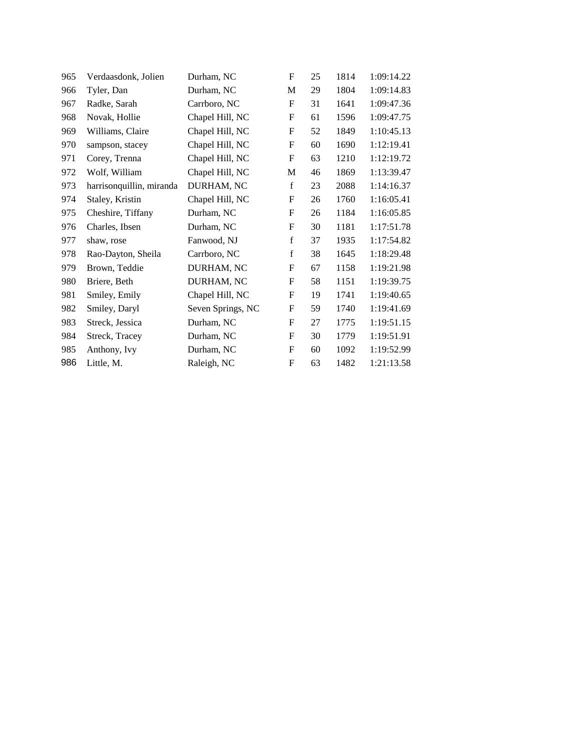| | | | | | | |
|---|---|---|---|---|---|---|
| 965 | Verdaasdonk, Jolien | Durham, NC | F | 25 | 1814 | 1:09:14.22 |
| 966 | Tyler, Dan | Durham, NC | M | 29 | 1804 | 1:09:14.83 |
| 967 | Radke, Sarah | Carrboro, NC | F | 31 | 1641 | 1:09:47.36 |
| 968 | Novak, Hollie | Chapel Hill, NC | F | 61 | 1596 | 1:09:47.75 |
| 969 | Williams, Claire | Chapel Hill, NC | F | 52 | 1849 | 1:10:45.13 |
| 970 | sampson, stacey | Chapel Hill, NC | F | 60 | 1690 | 1:12:19.41 |
| 971 | Corey, Trenna | Chapel Hill, NC | F | 63 | 1210 | 1:12:19.72 |
| 972 | Wolf, William | Chapel Hill, NC | M | 46 | 1869 | 1:13:39.47 |
| 973 | harrisonquillin, miranda | DURHAM, NC | f | 23 | 2088 | 1:14:16.37 |
| 974 | Staley, Kristin | Chapel Hill, NC | F | 26 | 1760 | 1:16:05.41 |
| 975 | Cheshire, Tiffany | Durham, NC | F | 26 | 1184 | 1:16:05.85 |
| 976 | Charles, Ibsen | Durham, NC | F | 30 | 1181 | 1:17:51.78 |
| 977 | shaw, rose | Fanwood, NJ | f | 37 | 1935 | 1:17:54.82 |
| 978 | Rao-Dayton, Sheila | Carrboro, NC | f | 38 | 1645 | 1:18:29.48 |
| 979 | Brown, Teddie | DURHAM, NC | F | 67 | 1158 | 1:19:21.98 |
| 980 | Briere, Beth | DURHAM, NC | F | 58 | 1151 | 1:19:39.75 |
| 981 | Smiley, Emily | Chapel Hill, NC | F | 19 | 1741 | 1:19:40.65 |
| 982 | Smiley, Daryl | Seven Springs, NC | F | 59 | 1740 | 1:19:41.69 |
| 983 | Streck, Jessica | Durham, NC | F | 27 | 1775 | 1:19:51.15 |
| 984 | Streck, Tracey | Durham, NC | F | 30 | 1779 | 1:19:51.91 |
| 985 | Anthony, Ivy | Durham, NC | F | 60 | 1092 | 1:19:52.99 |
| 986 | Little, M. | Raleigh, NC | F | 63 | 1482 | 1:21:13.58 |